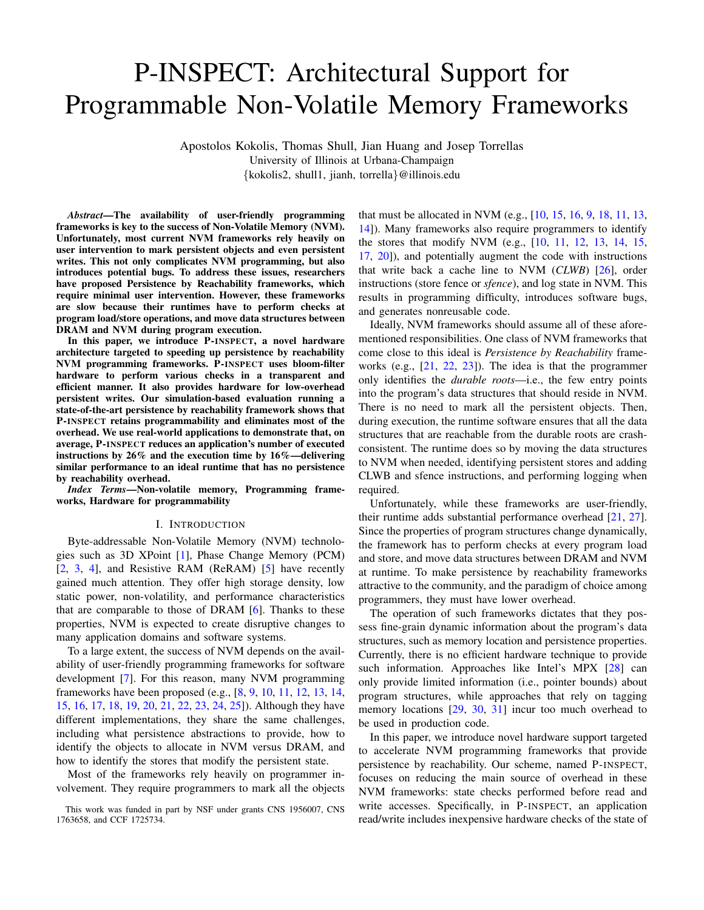# P-INSPECT: Architectural Support for Programmable Non-Volatile Memory Frameworks

Apostolos Kokolis, Thomas Shull, Jian Huang and Josep Torrellas
University of Illinois at Urbana-Champaign
{kokolis2, shull1, jianh, torrella}@illinois.edu

***Abstract*—The availability of user-friendly programming frameworks is key to the success of Non-Volatile Memory (NVM). Unfortunately, most current NVM frameworks rely heavily on user intervention to mark persistent objects and even persistent writes. This not only complicates NVM programming, but also introduces potential bugs. To address these issues, researchers have proposed Persistence by Reachability frameworks, which require minimal user intervention. However, these frameworks are slow because their runtimes have to perform checks at program load/store operations, and move data structures between DRAM and NVM during program execution.**

**In this paper, we introduce P-INSPECT, a novel hardware architecture targeted to speeding up persistence by reachability NVM programming frameworks. P-INSPECT uses bloom-filter hardware to perform various checks in a transparent and efficient manner. It also provides hardware for low-overhead persistent writes. Our simulation-based evaluation running a state-of-the-art persistence by reachability framework shows that P-INSPECT retains programmability and eliminates most of the overhead. We use real-world applications to demonstrate that, on average, P-INSPECT reduces an application's number of executed instructions by 26% and the execution time by 16%—delivering similar performance to an ideal runtime that has no persistence by reachability overhead.**

***Index Terms*—Non-volatile memory, Programming frameworks, Hardware for programmability**

## I. Introduction

Byte-addressable Non-Volatile Memory (NVM) technologies such as 3D XPoint [1], Phase Change Memory (PCM) [2, 3, 4], and Resistive RAM (ReRAM) [5] have recently gained much attention. They offer high storage density, low static power, non-volatility, and performance characteristics that are comparable to those of DRAM [6]. Thanks to these properties, NVM is expected to create disruptive changes to many application domains and software systems.

To a large extent, the success of NVM depends on the availability of user-friendly programming frameworks for software development [7]. For this reason, many NVM programming frameworks have been proposed (e.g., [8, 9, 10, 11, 12, 13, 14, 15, 16, 17, 18, 19, 20, 21, 22, 23, 24, 25]). Although they have different implementations, they share the same challenges, including what persistence abstractions to provide, how to identify the objects to allocate in NVM versus DRAM, and how to identify the stores that modify the persistent state.

Most of the frameworks rely heavily on programmer involvement. They require programmers to mark all the objects that must be allocated in NVM (e.g., [10, 15, 16, 9, 18, 11, 13, 14]). Many frameworks also require programmers to identify the stores that modify NVM (e.g., [10, 11, 12, 13, 14, 15, 17, 20]), and potentially augment the code with instructions that write back a cache line to NVM (*CLWB*) [26], order instructions (store fence or *sfence*), and log state in NVM. This results in programming difficulty, introduces software bugs, and generates nonreusable code.

Ideally, NVM frameworks should assume all of these aforementioned responsibilities. One class of NVM frameworks that come close to this ideal is *Persistence by Reachability* frameworks (e.g., [21, 22, 23]). The idea is that the programmer only identifies the *durable roots*—i.e., the few entry points into the program's data structures that should reside in NVM. There is no need to mark all the persistent objects. Then, during execution, the runtime software ensures that all the data structures that are reachable from the durable roots are crash-consistent. The runtime does so by moving the data structures to NVM when needed, identifying persistent stores and adding CLWB and sfence instructions, and performing logging when required.

Unfortunately, while these frameworks are user-friendly, their runtime adds substantial performance overhead [21, 27]. Since the properties of program structures change dynamically, the framework has to perform checks at every program load and store, and move data structures between DRAM and NVM at runtime. To make persistence by reachability frameworks attractive to the community, and the paradigm of choice among programmers, they must have lower overhead.

The operation of such frameworks dictates that they possess fine-grain dynamic information about the program's data structures, such as memory location and persistence properties. Currently, there is no efficient hardware technique to provide such information. Approaches like Intel's MPX [28] can only provide limited information (i.e., pointer bounds) about program structures, while approaches that rely on tagging memory locations [29, 30, 31] incur too much overhead to be used in production code.

In this paper, we introduce novel hardware support targeted to accelerate NVM programming frameworks that provide persistence by reachability. Our scheme, named P-INSPECT, focuses on reducing the main source of overhead in these NVM frameworks: state checks performed before read and write accesses. Specifically, in P-INSPECT, an application read/write includes inexpensive hardware checks of the state of

This work was funded in part by NSF under grants CNS 1956007, CNS 1763658, and CCF 1725734.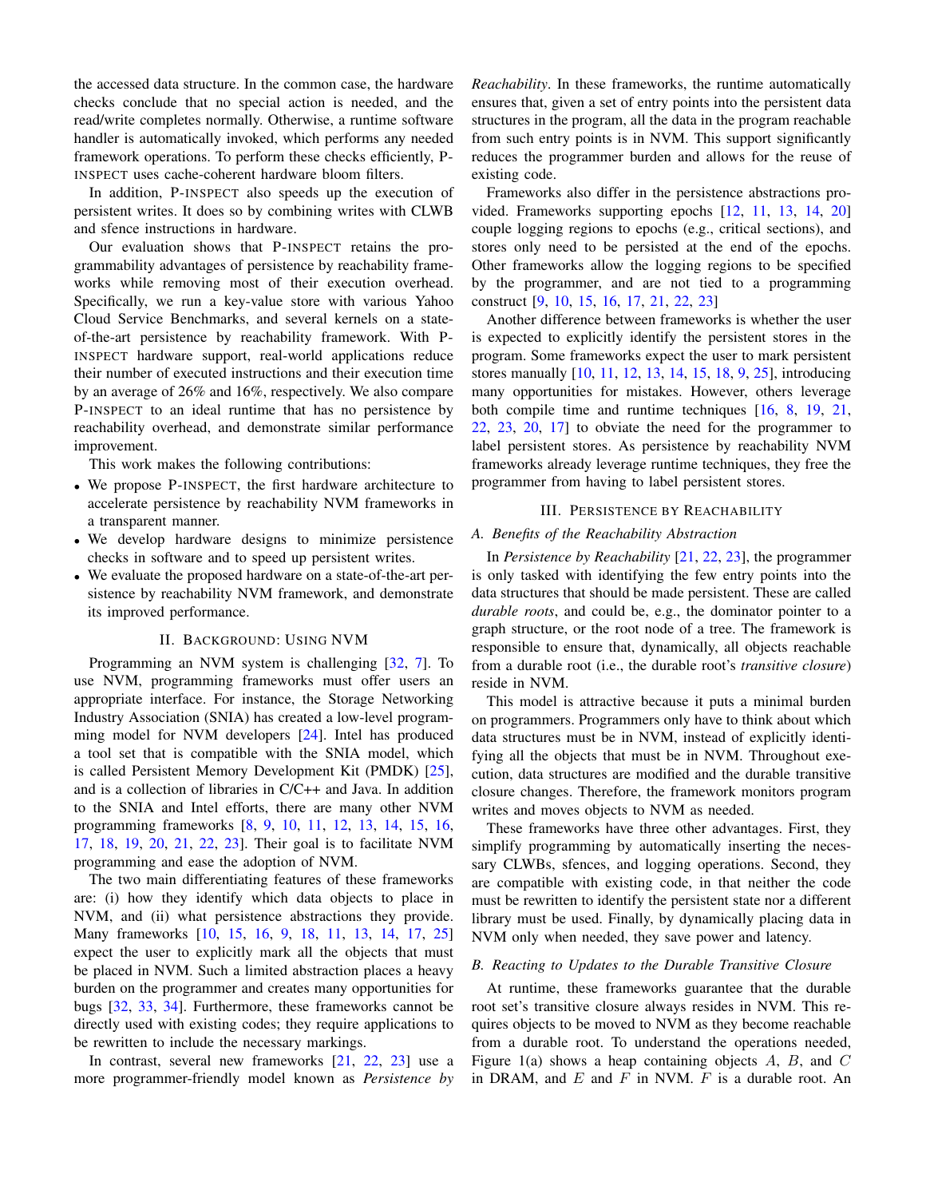the accessed data structure. In the common case, the hardware checks conclude that no special action is needed, and the read/write completes normally. Otherwise, a runtime software handler is automatically invoked, which performs any needed framework operations. To perform these checks efficiently, P-INSPECT uses cache-coherent hardware bloom filters.

In addition, P-INSPECT also speeds up the execution of persistent writes. It does so by combining writes with CLWB and sfence instructions in hardware.

Our evaluation shows that P-INSPECT retains the programmability advantages of persistence by reachability frameworks while removing most of their execution overhead. Specifically, we run a key-value store with various Yahoo Cloud Service Benchmarks, and several kernels on a state-of-the-art persistence by reachability framework. With P-INSPECT hardware support, real-world applications reduce their number of executed instructions and their execution time by an average of 26% and 16%, respectively. We also compare P-INSPECT to an ideal runtime that has no persistence by reachability overhead, and demonstrate similar performance improvement.

This work makes the following contributions:

- We propose P-INSPECT, the first hardware architecture to accelerate persistence by reachability NVM frameworks in a transparent manner.
- We develop hardware designs to minimize persistence checks in software and to speed up persistent writes.
- We evaluate the proposed hardware on a state-of-the-art persistence by reachability NVM framework, and demonstrate its improved performance.

## II. Background: Using NVM

Programming an NVM system is challenging [32, 7]. To use NVM, programming frameworks must offer users an appropriate interface. For instance, the Storage Networking Industry Association (SNIA) has created a low-level programming model for NVM developers [24]. Intel has produced a tool set that is compatible with the SNIA model, which is called Persistent Memory Development Kit (PMDK) [25], and is a collection of libraries in C/C++ and Java. In addition to the SNIA and Intel efforts, there are many other NVM programming frameworks [8, 9, 10, 11, 12, 13, 14, 15, 16, 17, 18, 19, 20, 21, 22, 23]. Their goal is to facilitate NVM programming and ease the adoption of NVM.

The two main differentiating features of these frameworks are: (i) how they identify which data objects to place in NVM, and (ii) what persistence abstractions they provide. Many frameworks [10, 15, 16, 9, 18, 11, 13, 14, 17, 25] expect the user to explicitly mark all the objects that must be placed in NVM. Such a limited abstraction places a heavy burden on the programmer and creates many opportunities for bugs [32, 33, 34]. Furthermore, these frameworks cannot be directly used with existing codes; they require applications to be rewritten to include the necessary markings.

In contrast, several new frameworks [21, 22, 23] use a more programmer-friendly model known as *Persistence by Reachability*. In these frameworks, the runtime automatically ensures that, given a set of entry points into the persistent data structures in the program, all the data in the program reachable from such entry points is in NVM. This support significantly reduces the programmer burden and allows for the reuse of existing code.

Frameworks also differ in the persistence abstractions provided. Frameworks supporting epochs [12, 11, 13, 14, 20] couple logging regions to epochs (e.g., critical sections), and stores only need to be persisted at the end of the epochs. Other frameworks allow the logging regions to be specified by the programmer, and are not tied to a programming construct [9, 10, 15, 16, 17, 21, 22, 23]

Another difference between frameworks is whether the user is expected to explicitly identify the persistent stores in the program. Some frameworks expect the user to mark persistent stores manually [10, 11, 12, 13, 14, 15, 18, 9, 25], introducing many opportunities for mistakes. However, others leverage both compile time and runtime techniques [16, 8, 19, 21, 22, 23, 20, 17] to obviate the need for the programmer to label persistent stores. As persistence by reachability NVM frameworks already leverage runtime techniques, they free the programmer from having to label persistent stores.

## III. Persistence by Reachability

### A. Benefits of the Reachability Abstraction

In *Persistence by Reachability* [21, 22, 23], the programmer is only tasked with identifying the few entry points into the data structures that should be made persistent. These are called *durable roots*, and could be, e.g., the dominator pointer to a graph structure, or the root node of a tree. The framework is responsible to ensure that, dynamically, all objects reachable from a durable root (i.e., the durable root's *transitive closure*) reside in NVM.

This model is attractive because it puts a minimal burden on programmers. Programmers only have to think about which data structures must be in NVM, instead of explicitly identifying all the objects that must be in NVM. Throughout execution, data structures are modified and the durable transitive closure changes. Therefore, the framework monitors program writes and moves objects to NVM as needed.

These frameworks have three other advantages. First, they simplify programming by automatically inserting the necessary CLWBs, sfences, and logging operations. Second, they are compatible with existing code, in that neither the code must be rewritten to identify the persistent state nor a different library must be used. Finally, by dynamically placing data in NVM only when needed, they save power and latency.

### B. Reacting to Updates to the Durable Transitive Closure

At runtime, these frameworks guarantee that the durable root set's transitive closure always resides in NVM. This requires objects to be moved to NVM as they become reachable from a durable root. To understand the operations needed, Figure 1(a) shows a heap containing objects $A$, $B$, and $C$ in DRAM, and $E$ and $F$ in NVM. $F$ is a durable root. An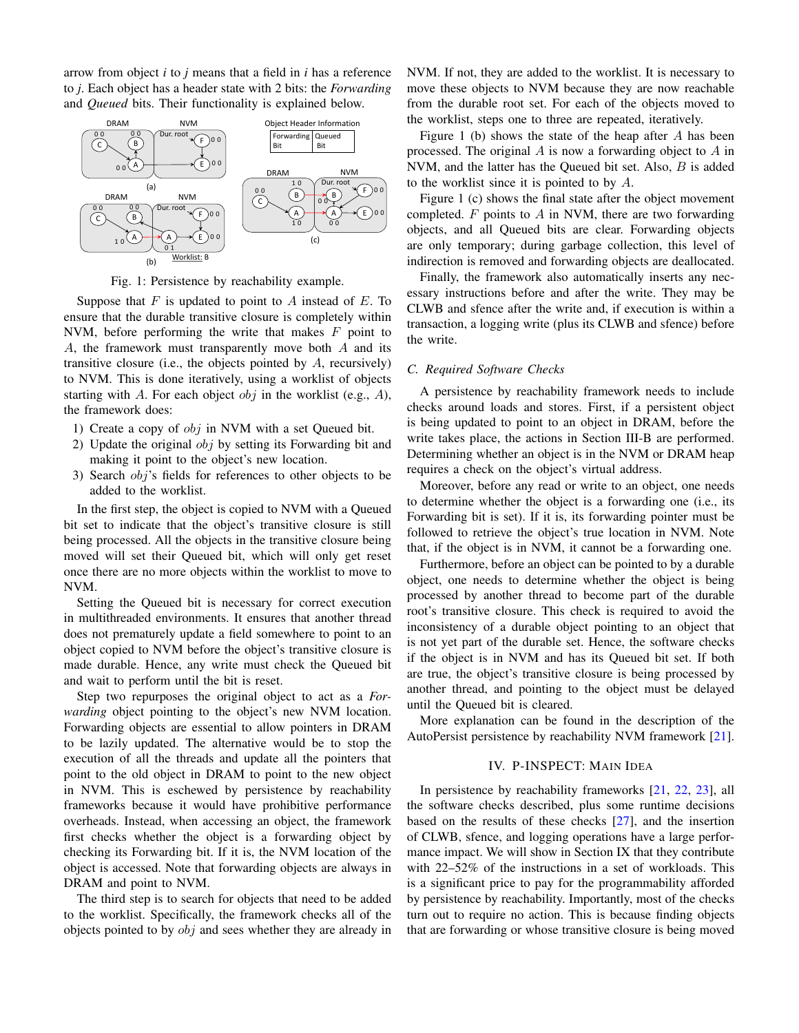arrow from object *i* to *j* means that a field in *i* has a reference to *j*. Each object has a header state with 2 bits: the *Forwarding* and *Queued* bits. Their functionality is explained below.

Fig. 1: Persistence by reachability example.

Suppose that $F$ is updated to point to $A$ instead of $E$. To ensure that the durable transitive closure is completely within NVM, before performing the write that makes $F$ point to $A$, the framework must transparently move both $A$ and its transitive closure (i.e., the objects pointed by $A$, recursively) to NVM. This is done iteratively, using a worklist of objects starting with $A$. For each object $obj$ in the worklist (e.g., $A$), the framework does:

1) Create a copy of $obj$ in NVM with a set Queued bit.
2) Update the original $obj$ by setting its Forwarding bit and making it point to the object's new location.
3) Search $obj$'s fields for references to other objects to be added to the worklist.

In the first step, the object is copied to NVM with a Queued bit set to indicate that the object's transitive closure is still being processed. All the objects in the transitive closure being moved will set their Queued bit, which will only get reset once there are no more objects within the worklist to move to NVM.

Setting the Queued bit is necessary for correct execution in multithreaded environments. It ensures that another thread does not prematurely update a field somewhere to point to an object copied to NVM before the object's transitive closure is made durable. Hence, any write must check the Queued bit and wait to perform until the bit is reset.

Step two repurposes the original object to act as a *Forwarding* object pointing to the object's new NVM location. Forwarding objects are essential to allow pointers in DRAM to be lazily updated. The alternative would be to stop the execution of all the threads and update all the pointers that point to the old object in DRAM to point to the new object in NVM. This is eschewed by persistence by reachability frameworks because it would have prohibitive performance overheads. Instead, when accessing an object, the framework first checks whether the object is a forwarding object by checking its Forwarding bit. If it is, the NVM location of the object is accessed. Note that forwarding objects are always in DRAM and point to NVM.

The third step is to search for objects that need to be added to the worklist. Specifically, the framework checks all of the objects pointed to by $obj$ and sees whether they are already in NVM. If not, they are added to the worklist. It is necessary to move these objects to NVM because they are now reachable from the durable root set. For each of the objects moved to the worklist, steps one to three are repeated, iteratively.

Figure 1 (b) shows the state of the heap after $A$ has been processed. The original $A$ is now a forwarding object to $A$ in NVM, and the latter has the Queued bit set. Also, $B$ is added to the worklist since it is pointed to by $A$.

Figure 1 (c) shows the final state after the object movement completed. $F$ points to $A$ in NVM, there are two forwarding objects, and all Queued bits are clear. Forwarding objects are only temporary; during garbage collection, this level of indirection is removed and forwarding objects are deallocated.

Finally, the framework also automatically inserts any necessary instructions before and after the write. They may be CLWB and sfence after the write and, if execution is within a transaction, a logging write (plus its CLWB and sfence) before the write.

### C. Required Software Checks

A persistence by reachability framework needs to include checks around loads and stores. First, if a persistent object is being updated to point to an object in DRAM, before the write takes place, the actions in Section III-B are performed. Determining whether an object is in the NVM or DRAM heap requires a check on the object's virtual address.

Moreover, before any read or write to an object, one needs to determine whether the object is a forwarding one (i.e., its Forwarding bit is set). If it is, its forwarding pointer must be followed to retrieve the object's true location in NVM. Note that, if the object is in NVM, it cannot be a forwarding one.

Furthermore, before an object can be pointed to by a durable object, one needs to determine whether the object is being processed by another thread to become part of the durable root's transitive closure. This check is required to avoid the inconsistency of a durable object pointing to an object that is not yet part of the durable set. Hence, the software checks if the object is in NVM and has its Queued bit set. If both are true, the object's transitive closure is being processed by another thread, and pointing to the object must be delayed until the Queued bit is cleared.

More explanation can be found in the description of the AutoPersist persistence by reachability NVM framework [21].

## IV. P-INSPECT: Main Idea

In persistence by reachability frameworks [21, 22, 23], all the software checks described, plus some runtime decisions based on the results of these checks [27], and the insertion of CLWB, sfence, and logging operations have a large performance impact. We will show in Section IX that they contribute with 22–52% of the instructions in a set of workloads. This is a significant price to pay for the programmability afforded by persistence by reachability. Importantly, most of the checks turn out to require no action. This is because finding objects that are forwarding or whose transitive closure is being moved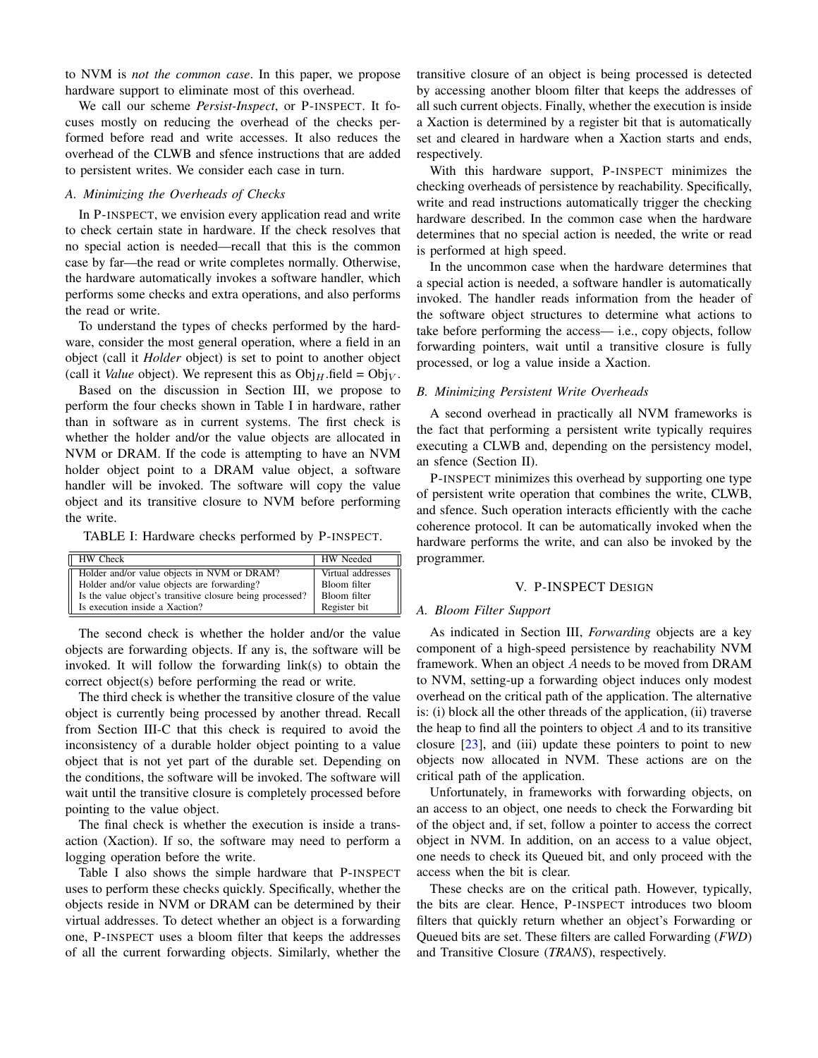to NVM is *not the common case*. In this paper, we propose hardware support to eliminate most of this overhead.

We call our scheme *Persist-Inspect*, or P-INSPECT. It focuses mostly on reducing the overhead of the checks performed before read and write accesses. It also reduces the overhead of the CLWB and sfence instructions that are added to persistent writes. We consider each case in turn.

### A. Minimizing the Overheads of Checks

In P-INSPECT, we envision every application read and write to check certain state in hardware. If the check resolves that no special action is needed—recall that this is the common case by far—the read or write completes normally. Otherwise, the hardware automatically invokes a software handler, which performs some checks and extra operations, and also performs the read or write.

To understand the types of checks performed by the hardware, consider the most general operation, where a field in an object (call it *Holder* object) is set to point to another object (call it *Value* object). We represent this as $\text{Obj}_H$.field = $\text{Obj}_V$.

Based on the discussion in Section III, we propose to perform the four checks shown in Table I in hardware, rather than in software as in current systems. The first check is whether the holder and/or the value objects are allocated in NVM or DRAM. If the code is attempting to have an NVM holder object point to a DRAM value object, a software handler will be invoked. The software will copy the value object and its transitive closure to NVM before performing the write.

TABLE I: Hardware checks performed by P-INSPECT.

| HW Check | HW Needed |
|---|---|
| Holder and/or value objects in NVM or DRAM? | Virtual addresses |
| Holder and/or value objects are forwarding? | Bloom filter |
| Is the value object's transitive closure being processed? | Bloom filter |
| Is execution inside a Xaction? | Register bit |

The second check is whether the holder and/or the value objects are forwarding objects. If any is, the software will be invoked. It will follow the forwarding link(s) to obtain the correct object(s) before performing the read or write.

The third check is whether the transitive closure of the value object is currently being processed by another thread. Recall from Section III-C that this check is required to avoid the inconsistency of a durable holder object pointing to a value object that is not yet part of the durable set. Depending on the conditions, the software will be invoked. The software will wait until the transitive closure is completely processed before pointing to the value object.

The final check is whether the execution is inside a transaction (Xaction). If so, the software may need to perform a logging operation before the write.

Table I also shows the simple hardware that P-INSPECT uses to perform these checks quickly. Specifically, whether the objects reside in NVM or DRAM can be determined by their virtual addresses. To detect whether an object is a forwarding one, P-INSPECT uses a bloom filter that keeps the addresses of all the current forwarding objects. Similarly, whether the transitive closure of an object is being processed is detected by accessing another bloom filter that keeps the addresses of all such current objects. Finally, whether the execution is inside a Xaction is determined by a register bit that is automatically set and cleared in hardware when a Xaction starts and ends, respectively.

With this hardware support, P-INSPECT minimizes the checking overheads of persistence by reachability. Specifically, write and read instructions automatically trigger the checking hardware described. In the common case when the hardware determines that no special action is needed, the write or read is performed at high speed.

In the uncommon case when the hardware determines that a special action is needed, a software handler is automatically invoked. The handler reads information from the header of the software object structures to determine what actions to take before performing the access— i.e., copy objects, follow forwarding pointers, wait until a transitive closure is fully processed, or log a value inside a Xaction.

### B. Minimizing Persistent Write Overheads

A second overhead in practically all NVM frameworks is the fact that performing a persistent write typically requires executing a CLWB and, depending on the persistency model, an sfence (Section II).

P-INSPECT minimizes this overhead by supporting one type of persistent write operation that combines the write, CLWB, and sfence. Such operation interacts efficiently with the cache coherence protocol. It can be automatically invoked when the hardware performs the write, and can also be invoked by the programmer.

## V. P-INSPECT Design

### A. Bloom Filter Support

As indicated in Section III, *Forwarding* objects are a key component of a high-speed persistence by reachability NVM framework. When an object $A$ needs to be moved from DRAM to NVM, setting-up a forwarding object induces only modest overhead on the critical path of the application. The alternative is: (i) block all the other threads of the application, (ii) traverse the heap to find all the pointers to object $A$ and to its transitive closure [23], and (iii) update these pointers to point to new objects now allocated in NVM. These actions are on the critical path of the application.

Unfortunately, in frameworks with forwarding objects, on an access to an object, one needs to check the Forwarding bit of the object and, if set, follow a pointer to access the correct object in NVM. In addition, on an access to a value object, one needs to check its Queued bit, and only proceed with the access when the bit is clear.

These checks are on the critical path. However, typically, the bits are clear. Hence, P-INSPECT introduces two bloom filters that quickly return whether an object's Forwarding or Queued bits are set. These filters are called Forwarding (*FWD*) and Transitive Closure (*TRANS*), respectively.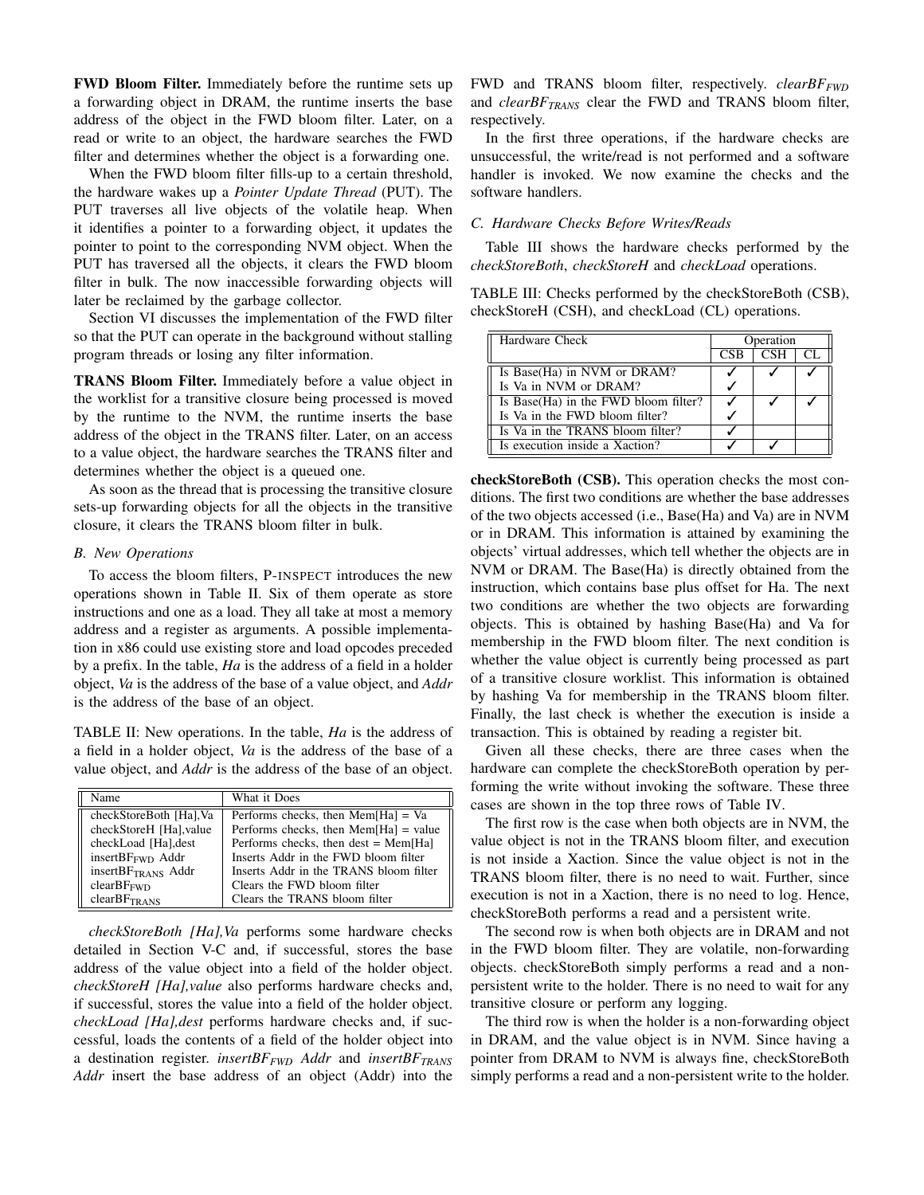**FWD Bloom Filter.** Immediately before the runtime sets up a forwarding object in DRAM, the runtime inserts the base address of the object in the FWD bloom filter. Later, on a read or write to an object, the hardware searches the FWD filter and determines whether the object is a forwarding one.

When the FWD bloom filter fills-up to a certain threshold, the hardware wakes up a *Pointer Update Thread* (PUT). The PUT traverses all live objects of the volatile heap. When it identifies a pointer to a forwarding object, it updates the pointer to point to the corresponding NVM object. When the PUT has traversed all the objects, it clears the FWD bloom filter in bulk. The now inaccessible forwarding objects will later be reclaimed by the garbage collector.

Section VI discusses the implementation of the FWD filter so that the PUT can operate in the background without stalling program threads or losing any filter information.

**TRANS Bloom Filter.** Immediately before a value object in the worklist for a transitive closure being processed is moved by the runtime to the NVM, the runtime inserts the base address of the object in the TRANS filter. Later, on an access to a value object, the hardware searches the TRANS filter and determines whether the object is a queued one.

As soon as the thread that is processing the transitive closure sets-up forwarding objects for all the objects in the transitive closure, it clears the TRANS bloom filter in bulk.

### B. New Operations

To access the bloom filters, P-INSPECT introduces the new operations shown in Table II. Six of them operate as store instructions and one as a load. They all take at most a memory address and a register as arguments. A possible implementation in x86 could use existing store and load opcodes preceded by a prefix. In the table, *Ha* is the address of a field in a holder object, *Va* is the address of the base of a value object, and *Addr* is the address of the base of an object.

TABLE II: New operations. In the table, *Ha* is the address of a field in a holder object, *Va* is the address of the base of a value object, and *Addr* is the address of the base of an object.

| Name | What it Does |
|---|---|
| checkStoreBoth [Ha],Va | Performs checks, then Mem[Ha] = Va |
| checkStoreH [Ha],value | Performs checks, then Mem[Ha] = value |
| checkLoad [Ha],dest | Performs checks, then dest = Mem[Ha] |
| $insertBF_{FWD}$ Addr | Inserts Addr in the FWD bloom filter |
| $insertBF_{TRANS}$ Addr | Inserts Addr in the TRANS bloom filter |
| $clearBF_{FWD}$ | Clears the FWD bloom filter |
| $clearBF_{TRANS}$ | Clears the TRANS bloom filter |

*checkStoreBoth [Ha],Va* performs some hardware checks detailed in Section V-C and, if successful, stores the base address of the value object into a field of the holder object. *checkStoreH [Ha],value* also performs hardware checks and, if successful, stores the value into a field of the holder object. *checkLoad [Ha],dest* performs hardware checks and, if successful, loads the contents of a field of the holder object into a destination register. *$insertBF_{FWD}$ Addr* and *$insertBF_{TRANS}$ Addr* insert the base address of an object (Addr) into the FWD and TRANS bloom filter, respectively. *$clearBF_{FWD}$* and *$clearBF_{TRANS}$* clear the FWD and TRANS bloom filter, respectively.

In the first three operations, if the hardware checks are unsuccessful, the write/read is not performed and a software handler is invoked. We now examine the checks and the software handlers.

### C. Hardware Checks Before Writes/Reads

Table III shows the hardware checks performed by the *checkStoreBoth*, *checkStoreH* and *checkLoad* operations.

TABLE III: Checks performed by the checkStoreBoth (CSB), checkStoreH (CSH), and checkLoad (CL) operations.

| Hardware Check | Operation | | |
|---|---|---|---|
| | CSB | CSH | CL |
| Is Base(Ha) in NVM or DRAM? | ✓ | ✓ | ✓ |
| Is Va in NVM or DRAM? | ✓ | | |
| Is Base(Ha) in the FWD bloom filter? | ✓ | ✓ | ✓ |
| Is Va in the FWD bloom filter? | ✓ | | |
| Is Va in the TRANS bloom filter? | ✓ | | |
| Is execution inside a Xaction? | ✓ | ✓ | |

**checkStoreBoth (CSB).** This operation checks the most conditions. The first two conditions are whether the base addresses of the two objects accessed (i.e., Base(Ha) and Va) are in NVM or in DRAM. This information is attained by examining the objects' virtual addresses, which tell whether the objects are in NVM or DRAM. The Base(Ha) is directly obtained from the instruction, which contains base plus offset for Ha. The next two conditions are whether the two objects are forwarding objects. This is obtained by hashing Base(Ha) and Va for membership in the FWD bloom filter. The next condition is whether the value object is currently being processed as part of a transitive closure worklist. This information is obtained by hashing Va for membership in the TRANS bloom filter. Finally, the last check is whether the execution is inside a transaction. This is obtained by reading a register bit.

Given all these checks, there are three cases when the hardware can complete the checkStoreBoth operation by performing the write without invoking the software. These three cases are shown in the top three rows of Table IV.

The first row is the case when both objects are in NVM, the value object is not in the TRANS bloom filter, and execution is not inside a Xaction. Since the value object is not in the TRANS bloom filter, there is no need to wait. Further, since execution is not in a Xaction, there is no need to log. Hence, checkStoreBoth performs a read and a persistent write.

The second row is when both objects are in DRAM and not in the FWD bloom filter. They are volatile, non-forwarding objects. checkStoreBoth simply performs a read and a non-persistent write to the holder. There is no need to wait for any transitive closure or perform any logging.

The third row is when the holder is a non-forwarding object in DRAM, and the value object is in NVM. Since having a pointer from DRAM to NVM is always fine, checkStoreBoth simply performs a read and a non-persistent write to the holder.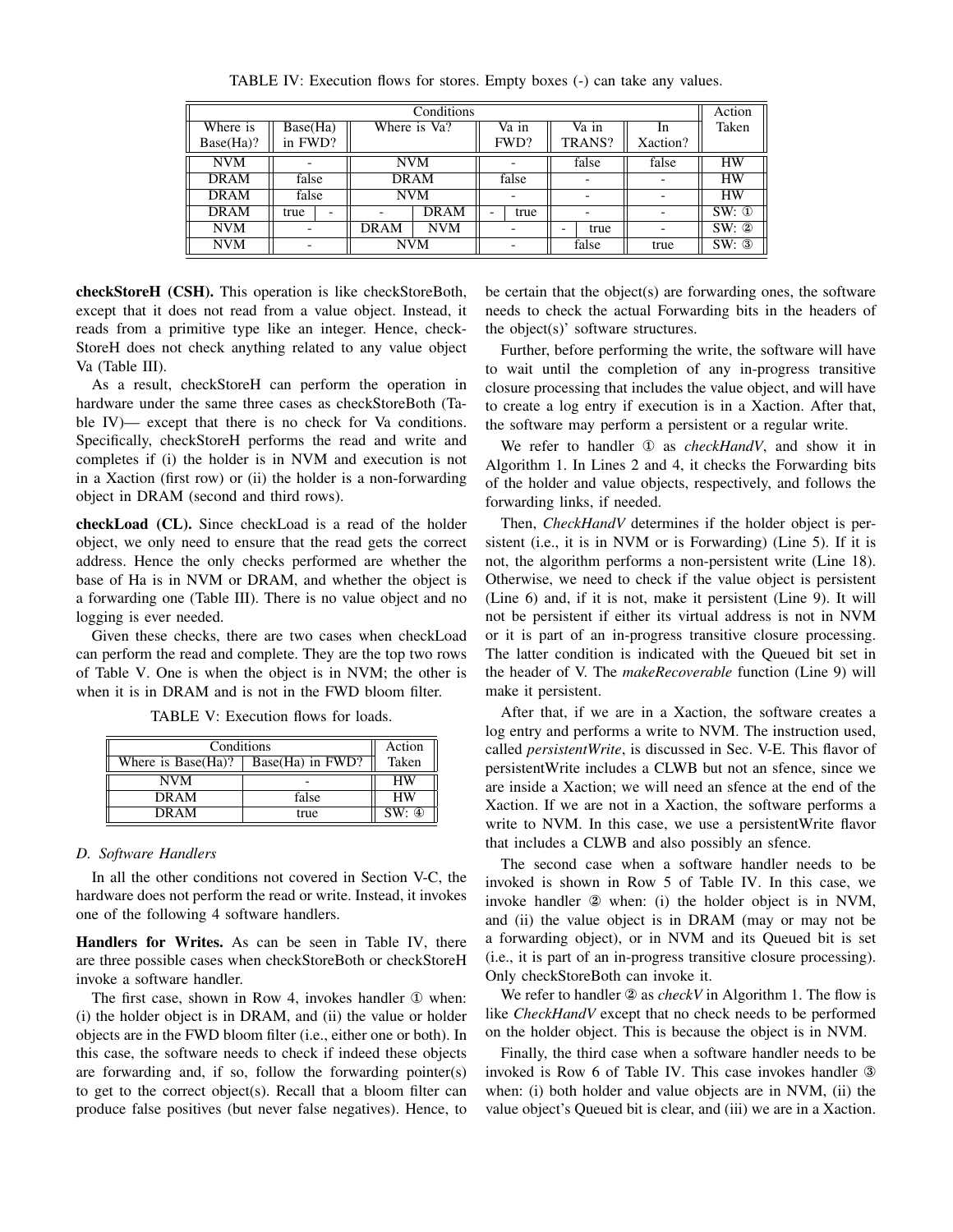TABLE IV: Execution flows for stores. Empty boxes (-) can take any values.

| Conditions | | | | | | Action Taken |
|---|---|---|---|---|---|---|
| Where is Base(Ha)? | Base(Ha) in FWD? | Where is Va? | Va in FWD? | Va in TRANS? | In Xaction? | |
| NVM | - | NVM | - | false | false | HW |
| DRAM | false | DRAM | false | - | - | HW |
| DRAM | false | NVM | - | - | - | HW |
| DRAM | true / - | - / DRAM | - / true | - | - | SW: ① |
| NVM | - | DRAM / NVM | - | - / true | - | SW: ② |
| NVM | - | NVM | - | false | true | SW: ③ |

**checkStoreH (CSH).** This operation is like checkStoreBoth, except that it does not read from a value object. Instead, it reads from a primitive type like an integer. Hence, checkStoreH does not check anything related to any value object Va (Table III).

As a result, checkStoreH can perform the operation in hardware under the same three cases as checkStoreBoth (Table IV)— except that there is no check for Va conditions. Specifically, checkStoreH performs the read and write and completes if (i) the holder is in NVM and execution is not in a Xaction (first row) or (ii) the holder is a non-forwarding object in DRAM (second and third rows).

**checkLoad (CL).** Since checkLoad is a read of the holder object, we only need to ensure that the read gets the correct address. Hence the only checks performed are whether the base of Ha is in NVM or DRAM, and whether the object is a forwarding one (Table III). There is no value object and no logging is ever needed.

Given these checks, there are two cases when checkLoad can perform the read and complete. They are the top two rows of Table V. One is when the object is in NVM; the other is when it is in DRAM and is not in the FWD bloom filter.

TABLE V: Execution flows for loads.

| Conditions | | Action |
|---|---|---|
| Where is Base(Ha)? | Base(Ha) in FWD? | Taken |
| NVM | - | HW |
| DRAM | false | HW |
| DRAM | true | SW: ④ |

### D. Software Handlers

In all the other conditions not covered in Section V-C, the hardware does not perform the read or write. Instead, it invokes one of the following 4 software handlers.

**Handlers for Writes.** As can be seen in Table IV, there are three possible cases when checkStoreBoth or checkStoreH invoke a software handler.

The first case, shown in Row 4, invokes handler ① when: (i) the holder object is in DRAM, and (ii) the value or holder objects are in the FWD bloom filter (i.e., either one or both). In this case, the software needs to check if indeed these objects are forwarding and, if so, follow the forwarding pointer(s) to get to the correct object(s). Recall that a bloom filter can produce false positives (but never false negatives). Hence, to be certain that the object(s) are forwarding ones, the software needs to check the actual Forwarding bits in the headers of the object(s)' software structures.

Further, before performing the write, the software will have to wait until the completion of any in-progress transitive closure processing that includes the value object, and will have to create a log entry if execution is in a Xaction. After that, the software may perform a persistent or a regular write.

We refer to handler ① as *checkHandV*, and show it in Algorithm 1. In Lines 2 and 4, it checks the Forwarding bits of the holder and value objects, respectively, and follows the forwarding links, if needed.

Then, *CheckHandV* determines if the holder object is persistent (i.e., it is in NVM or is Forwarding) (Line 5). If it is not, the algorithm performs a non-persistent write (Line 18). Otherwise, we need to check if the value object is persistent (Line 6) and, if it is not, make it persistent (Line 9). It will not be persistent if either its virtual address is not in NVM or it is part of an in-progress transitive closure processing. The latter condition is indicated with the Queued bit set in the header of V. The *makeRecoverable* function (Line 9) will make it persistent.

After that, if we are in a Xaction, the software creates a log entry and performs a write to NVM. The instruction used, called *persistentWrite*, is discussed in Sec. V-E. This flavor of persistentWrite includes a CLWB but not an sfence, since we are inside a Xaction; we will need an sfence at the end of the Xaction. If we are not in a Xaction, the software performs a write to NVM. In this case, we use a persistentWrite flavor that includes a CLWB and also possibly an sfence.

The second case when a software handler needs to be invoked is shown in Row 5 of Table IV. In this case, we invoke handler ② when: (i) the holder object is in NVM, and (ii) the value object is in DRAM (may or may not be a forwarding object), or in NVM and its Queued bit is set (i.e., it is part of an in-progress transitive closure processing). Only checkStoreBoth can invoke it.

We refer to handler ② as *checkV* in Algorithm 1. The flow is like *CheckHandV* except that no check needs to be performed on the holder object. This is because the object is in NVM.

Finally, the third case when a software handler needs to be invoked is Row 6 of Table IV. This case invokes handler ③ when: (i) both holder and value objects are in NVM, (ii) the value object's Queued bit is clear, and (iii) we are in a Xaction.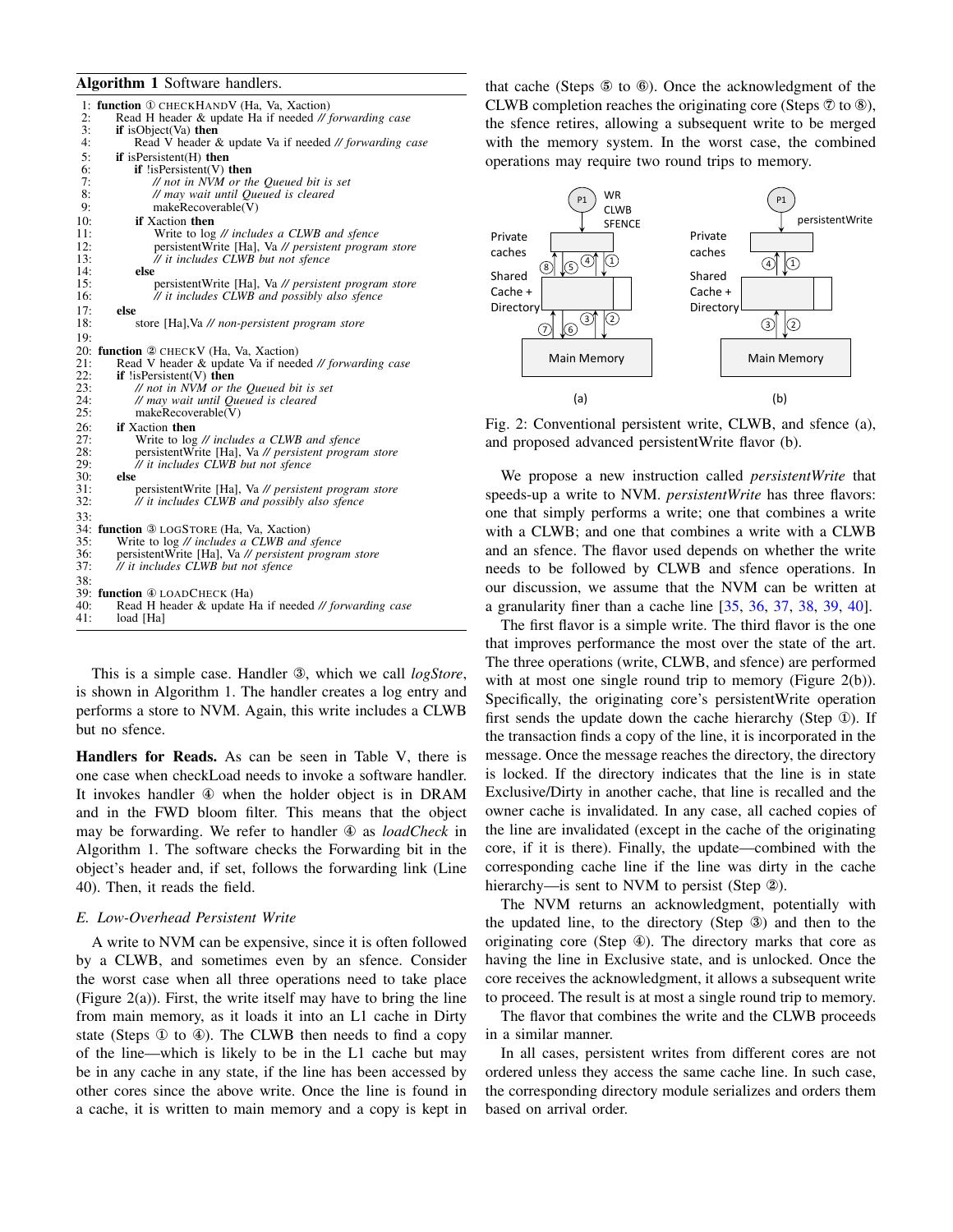**Algorithm 1** Software handlers.

```
 1: function ① CHECKHANDV (Ha, Va, Xaction)
 2:     Read H header & update Ha if needed // forwarding case
 3:     if isObject(Va) then
 4:         Read V header & update Va if needed // forwarding case
 5:     if isPersistent(H) then
 6:         if !isPersistent(V) then
 7:             // not in NVM or the Queued bit is set
 8:             // may wait until Queued is cleared
 9:             makeRecoverable(V)
10:         if Xaction then
11:             Write to log // includes a CLWB and sfence
12:             persistentWrite [Ha], Va // persistent program store
13:             // it includes CLWB but not sfence
14:         else
15:             persistentWrite [Ha], Va // persistent program store
16:             // it includes CLWB and possibly also sfence
17:     else
18:         store [Ha],Va // non-persistent program store
19:
20: function ② CHECKV (Ha, Va, Xaction)
21:     Read V header & update Va if needed // forwarding case
22:     if !isPersistent(V) then
23:         // not in NVM or the Queued bit is set
24:         // may wait until Queued is cleared
25:         makeRecoverable(V)
26:     if Xaction then
27:         Write to log // includes a CLWB and sfence
28:         persistentWrite [Ha], Va // persistent program store
29:         // it includes CLWB but not sfence
30:     else
31:         persistentWrite [Ha], Va // persistent program store
32:         // it includes CLWB and possibly also sfence
33:
34: function ③ LOGSTORE (Ha, Va, Xaction)
35:     Write to log // includes a CLWB and sfence
36:     persistentWrite [Ha], Va // persistent program store
37:     // it includes CLWB but not sfence
38:
39: function ④ LOADCHECK (Ha)
40:     Read H header & update Ha if needed // forwarding case
41:     load [Ha]
```

This is a simple case. Handler ③, which we call *logStore*, is shown in Algorithm 1. The handler creates a log entry and performs a store to NVM. Again, this write includes a CLWB but no sfence.

**Handlers for Reads.** As can be seen in Table V, there is one case when checkLoad needs to invoke a software handler. It invokes handler ④ when the holder object is in DRAM and in the FWD bloom filter. This means that the object may be forwarding. We refer to handler ④ as *loadCheck* in Algorithm 1. The software checks the Forwarding bit in the object's header and, if set, follows the forwarding link (Line 40). Then, it reads the field.

### E. Low-Overhead Persistent Write

A write to NVM can be expensive, since it is often followed by a CLWB, and sometimes even by an sfence. Consider the worst case when all three operations need to take place (Figure 2(a)). First, the write itself may have to bring the line from main memory, as it loads it into an L1 cache in Dirty state (Steps ① to ④). The CLWB then needs to find a copy of the line—which is likely to be in the L1 cache but may be in any cache in any state, if the line has been accessed by other cores since the above write. Once the line is found in a cache, it is written to main memory and a copy is kept in that cache (Steps ⑤ to ⑥). Once the acknowledgment of the CLWB completion reaches the originating core (Steps ⑦ to ⑧), the sfence retires, allowing a subsequent write to be merged with the memory system. In the worst case, the combined operations may require two round trips to memory.

Fig. 2: Conventional persistent write, CLWB, and sfence (a), and proposed advanced persistentWrite flavor (b).

We propose a new instruction called *persistentWrite* that speeds-up a write to NVM. *persistentWrite* has three flavors: one that simply performs a write; one that combines a write with a CLWB; and one that combines a write with a CLWB and an sfence. The flavor used depends on whether the write needs to be followed by CLWB and sfence operations. In our discussion, we assume that the NVM can be written at a granularity finer than a cache line [35, 36, 37, 38, 39, 40].

The first flavor is a simple write. The third flavor is the one that improves performance the most over the state of the art. The three operations (write, CLWB, and sfence) are performed with at most one single round trip to memory (Figure 2(b)). Specifically, the originating core's persistentWrite operation first sends the update down the cache hierarchy (Step ①). If the transaction finds a copy of the line, it is incorporated in the message. Once the message reaches the directory, the directory is locked. If the directory indicates that the line is in state Exclusive/Dirty in another cache, that line is recalled and the owner cache is invalidated. In any case, all cached copies of the line are invalidated (except in the cache of the originating core, if it is there). Finally, the update—combined with the corresponding cache line if the line was dirty in the cache hierarchy—is sent to NVM to persist (Step ②).

The NVM returns an acknowledgment, potentially with the updated line, to the directory (Step ③) and then to the originating core (Step ④). The directory marks that core as having the line in Exclusive state, and is unlocked. Once the core receives the acknowledgment, it allows a subsequent write to proceed. The result is at most a single round trip to memory.

The flavor that combines the write and the CLWB proceeds in a similar manner.

In all cases, persistent writes from different cores are not ordered unless they access the same cache line. In such case, the corresponding directory module serializes and orders them based on arrival order.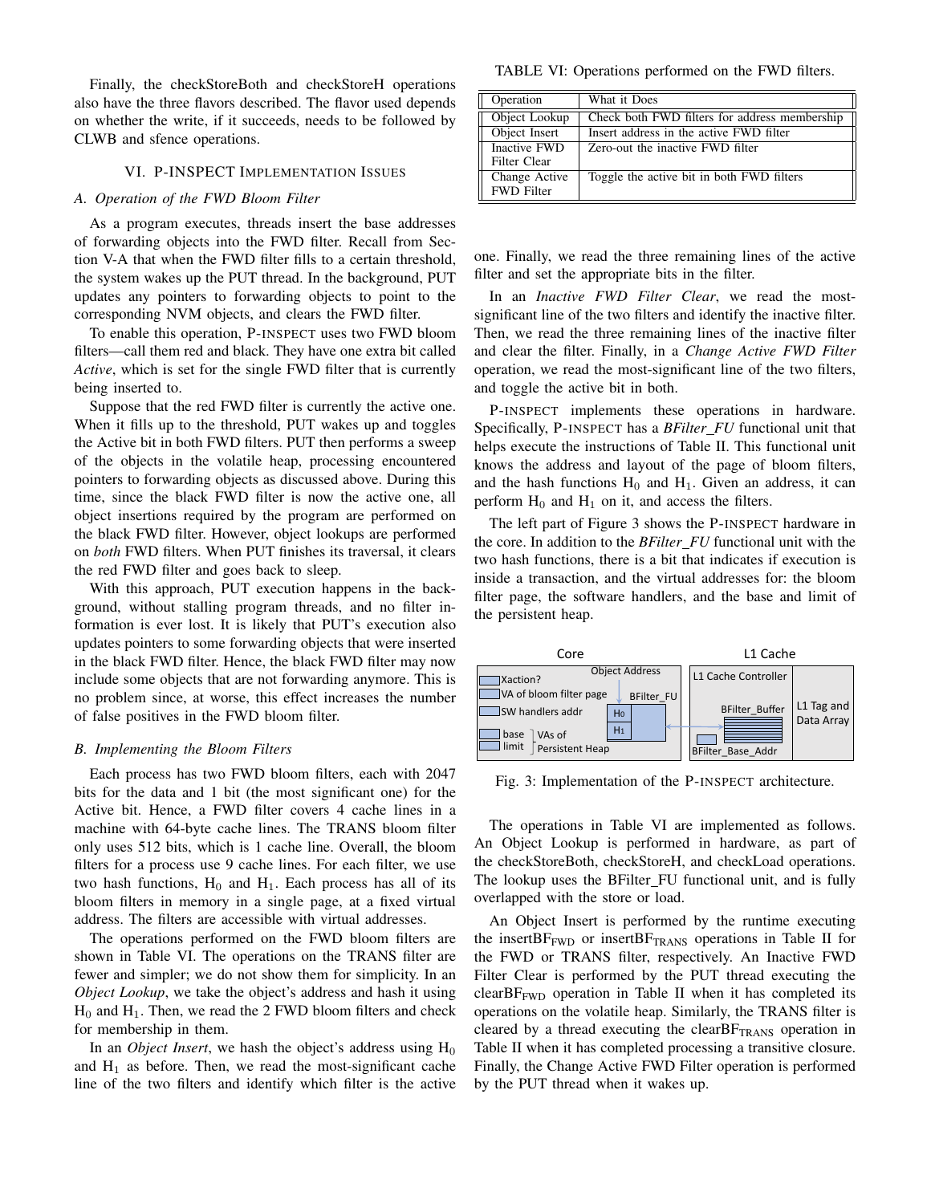Finally, the checkStoreBoth and checkStoreH operations also have the three flavors described. The flavor used depends on whether the write, if it succeeds, needs to be followed by CLWB and sfence operations.

## VI. P-INSPECT Implementation Issues

### A. Operation of the FWD Bloom Filter

As a program executes, threads insert the base addresses of forwarding objects into the FWD filter. Recall from Section V-A that when the FWD filter fills to a certain threshold, the system wakes up the PUT thread. In the background, PUT updates any pointers to forwarding objects to point to the corresponding NVM objects, and clears the FWD filter.

To enable this operation, P-INSPECT uses two FWD bloom filters—call them red and black. They have one extra bit called *Active*, which is set for the single FWD filter that is currently being inserted to.

Suppose that the red FWD filter is currently the active one. When it fills up to the threshold, PUT wakes up and toggles the Active bit in both FWD filters. PUT then performs a sweep of the objects in the volatile heap, processing encountered pointers to forwarding objects as discussed above. During this time, since the black FWD filter is now the active one, all object insertions required by the program are performed on the black FWD filter. However, object lookups are performed on *both* FWD filters. When PUT finishes its traversal, it clears the red FWD filter and goes back to sleep.

With this approach, PUT execution happens in the background, without stalling program threads, and no filter information is ever lost. It is likely that PUT's execution also updates pointers to some forwarding objects that were inserted in the black FWD filter. Hence, the black FWD filter may now include some objects that are not forwarding anymore. This is no problem since, at worse, this effect increases the number of false positives in the FWD bloom filter.

### B. Implementing the Bloom Filters

Each process has two FWD bloom filters, each with 2047 bits for the data and 1 bit (the most significant one) for the Active bit. Hence, a FWD filter covers 4 cache lines in a machine with 64-byte cache lines. The TRANS bloom filter only uses 512 bits, which is 1 cache line. Overall, the bloom filters for a process use 9 cache lines. For each filter, we use two hash functions, $H_0$ and $H_1$. Each process has all of its bloom filters in memory in a single page, at a fixed virtual address. The filters are accessible with virtual addresses.

The operations performed on the FWD bloom filters are shown in Table VI. The operations on the TRANS filter are fewer and simpler; we do not show them for simplicity. In an *Object Lookup*, we take the object's address and hash it using $H_0$ and $H_1$. Then, we read the 2 FWD bloom filters and check for membership in them.

In an *Object Insert*, we hash the object's address using $H_0$ and $H_1$ as before. Then, we read the most-significant cache line of the two filters and identify which filter is the active one. Finally, we read the three remaining lines of the active filter and set the appropriate bits in the filter.

TABLE VI: Operations performed on the FWD filters.

| Operation | What it Does |
|---|---|
| Object Lookup | Check both FWD filters for address membership |
| Object Insert | Insert address in the active FWD filter |
| Inactive FWD Filter Clear | Zero-out the inactive FWD filter |
| Change Active FWD Filter | Toggle the active bit in both FWD filters |

In an *Inactive FWD Filter Clear*, we read the most-significant line of the two filters and identify the inactive filter. Then, we read the three remaining lines of the inactive filter and clear the filter. Finally, in a *Change Active FWD Filter* operation, we read the most-significant line of the two filters, and toggle the active bit in both.

P-INSPECT implements these operations in hardware. Specifically, P-INSPECT has a *BFilter_FU* functional unit that helps execute the instructions of Table II. This functional unit knows the address and layout of the page of bloom filters, and the hash functions $H_0$ and $H_1$. Given an address, it can perform $H_0$ and $H_1$ on it, and access the filters.

The left part of Figure 3 shows the P-INSPECT hardware in the core. In addition to the *BFilter_FU* functional unit with the two hash functions, there is a bit that indicates if execution is inside a transaction, and the virtual addresses for: the bloom filter page, the software handlers, and the base and limit of the persistent heap.

Fig. 3: Implementation of the P-INSPECT architecture.

The operations in Table VI are implemented as follows. An Object Lookup is performed in hardware, as part of the checkStoreBoth, checkStoreH, and checkLoad operations. The lookup uses the BFilter_FU functional unit, and is fully overlapped with the store or load.

An Object Insert is performed by the runtime executing the insertBF$_{FWD}$ or insertBF$_{TRANS}$ operations in Table II for the FWD or TRANS filter, respectively. An Inactive FWD Filter Clear is performed by the PUT thread executing the clearBF$_{FWD}$ operation in Table II when it has completed its operations on the volatile heap. Similarly, the TRANS filter is cleared by a thread executing the clearBF$_{TRANS}$ operation in Table II when it has completed processing a transitive closure. Finally, the Change Active FWD Filter operation is performed by the PUT thread when it wakes up.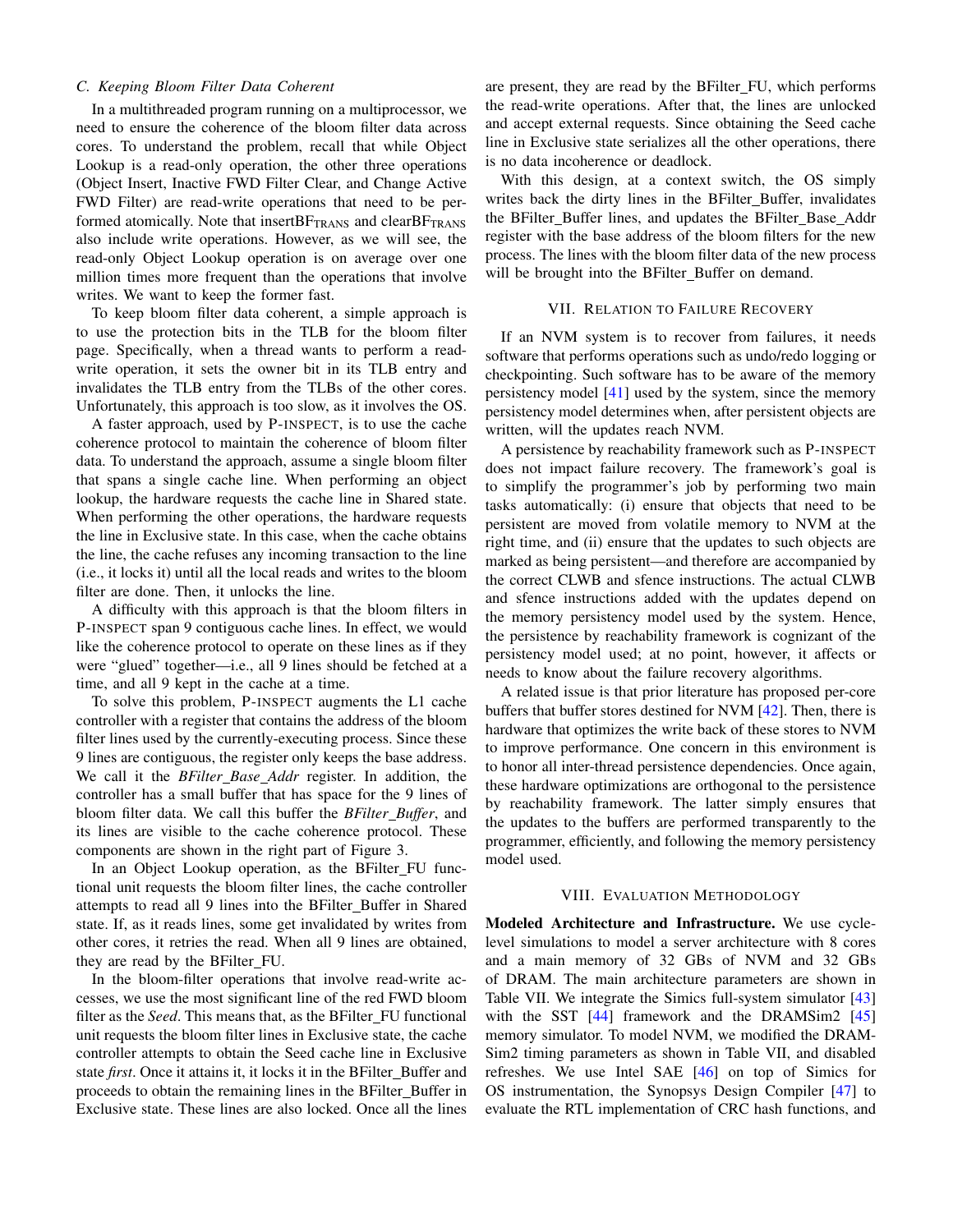### C. Keeping Bloom Filter Data Coherent

In a multithreaded program running on a multiprocessor, we need to ensure the coherence of the bloom filter data across cores. To understand the problem, recall that while Object Lookup is a read-only operation, the other three operations (Object Insert, Inactive FWD Filter Clear, and Change Active FWD Filter) are read-write operations that need to be performed atomically. Note that $insertBF_{TRANS}$ and $clearBF_{TRANS}$ also include write operations. However, as we will see, the read-only Object Lookup operation is on average over one million times more frequent than the operations that involve writes. We want to keep the former fast.

To keep bloom filter data coherent, a simple approach is to use the protection bits in the TLB for the bloom filter page. Specifically, when a thread wants to perform a read-write operation, it sets the owner bit in its TLB entry and invalidates the TLB entry from the TLBs of the other cores. Unfortunately, this approach is too slow, as it involves the OS.

A faster approach, used by P-INSPECT, is to use the cache coherence protocol to maintain the coherence of bloom filter data. To understand the approach, assume a single bloom filter that spans a single cache line. When performing an object lookup, the hardware requests the cache line in Shared state. When performing the other operations, the hardware requests the line in Exclusive state. In this case, when the cache obtains the line, the cache refuses any incoming transaction to the line (i.e., it locks it) until all the local reads and writes to the bloom filter are done. Then, it unlocks the line.

A difficulty with this approach is that the bloom filters in P-INSPECT span 9 contiguous cache lines. In effect, we would like the coherence protocol to operate on these lines as if they were "glued" together—i.e., all 9 lines should be fetched at a time, and all 9 kept in the cache at a time.

To solve this problem, P-INSPECT augments the L1 cache controller with a register that contains the address of the bloom filter lines used by the currently-executing process. Since these 9 lines are contiguous, the register only keeps the base address. We call it the *BFilter_Base_Addr* register. In addition, the controller has a small buffer that has space for the 9 lines of bloom filter data. We call this buffer the *BFilter_Buffer*, and its lines are visible to the cache coherence protocol. These components are shown in the right part of Figure 3.

In an Object Lookup operation, as the BFilter_FU functional unit requests the bloom filter lines, the cache controller attempts to read all 9 lines into the BFilter_Buffer in Shared state. If, as it reads lines, some get invalidated by writes from other cores, it retries the read. When all 9 lines are obtained, they are read by the BFilter_FU.

In the bloom-filter operations that involve read-write accesses, we use the most significant line of the red FWD bloom filter as the *Seed*. This means that, as the BFilter_FU functional unit requests the bloom filter lines in Exclusive state, the cache controller attempts to obtain the Seed cache line in Exclusive state *first*. Once it attains it, it locks it in the BFilter_Buffer and proceeds to obtain the remaining lines in the BFilter_Buffer in Exclusive state. These lines are also locked. Once all the lines are present, they are read by the BFilter_FU, which performs the read-write operations. After that, the lines are unlocked and accept external requests. Since obtaining the Seed cache line in Exclusive state serializes all the other operations, there is no data incoherence or deadlock.

With this design, at a context switch, the OS simply writes back the dirty lines in the BFilter_Buffer, invalidates the BFilter_Buffer lines, and updates the BFilter_Base_Addr register with the base address of the bloom filters for the new process. The lines with the bloom filter data of the new process will be brought into the BFilter_Buffer on demand.

## VII. Relation to Failure Recovery

If an NVM system is to recover from failures, it needs software that performs operations such as undo/redo logging or checkpointing. Such software has to be aware of the memory persistency model [41] used by the system, since the memory persistency model determines when, after persistent objects are written, will the updates reach NVM.

A persistence by reachability framework such as P-INSPECT does not impact failure recovery. The framework's goal is to simplify the programmer's job by performing two main tasks automatically: (i) ensure that objects that need to be persistent are moved from volatile memory to NVM at the right time, and (ii) ensure that the updates to such objects are marked as being persistent—and therefore are accompanied by the correct CLWB and sfence instructions. The actual CLWB and sfence instructions added with the updates depend on the memory persistency model used by the system. Hence, the persistence by reachability framework is cognizant of the persistency model used; at no point, however, it affects or needs to know about the failure recovery algorithms.

A related issue is that prior literature has proposed per-core buffers that buffer stores destined for NVM [42]. Then, there is hardware that optimizes the write back of these stores to NVM to improve performance. One concern in this environment is to honor all inter-thread persistence dependencies. Once again, these hardware optimizations are orthogonal to the persistence by reachability framework. The latter simply ensures that the updates to the buffers are performed transparently to the programmer, efficiently, and following the memory persistency model used.

## VIII. Evaluation Methodology

**Modeled Architecture and Infrastructure.** We use cycle-level simulations to model a server architecture with 8 cores and a main memory of 32 GBs of NVM and 32 GBs of DRAM. The main architecture parameters are shown in Table VII. We integrate the Simics full-system simulator [43] with the SST [44] framework and the DRAMSim2 [45] memory simulator. To model NVM, we modified the DRAMSim2 timing parameters as shown in Table VII, and disabled refreshes. We use Intel SAE [46] on top of Simics for OS instrumentation, the Synopsys Design Compiler [47] to evaluate the RTL implementation of CRC hash functions, and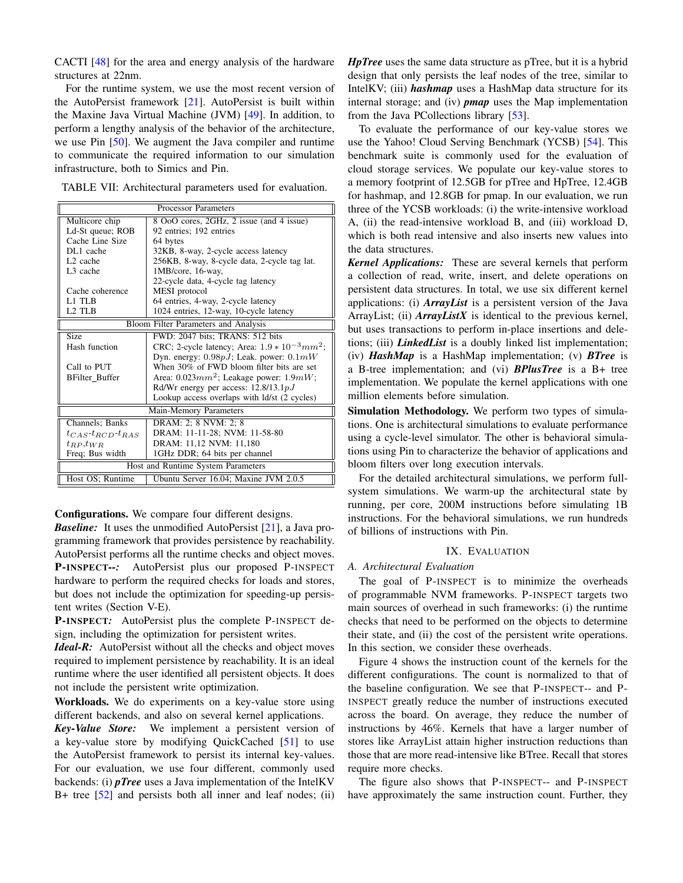CACTI [48] for the area and energy analysis of the hardware structures at 22nm.

For the runtime system, we use the most recent version of the AutoPersist framework [21]. AutoPersist is built within the Maxine Java Virtual Machine (JVM) [49]. In addition, to perform a lengthy analysis of the behavior of the architecture, we use Pin [50]. We augment the Java compiler and runtime to communicate the required information to our simulation infrastructure, both to Simics and Pin.

TABLE VII: Architectural parameters used for evaluation.

| Processor Parameters | |
|---|---|
| Multicore chip | 8 OoO cores, 2GHz, 2 issue (and 4 issue) |
| Ld-St queue; ROB | 92 entries; 192 entries |
| Cache Line Size | 64 bytes |
| DL1 cache | 32KB, 8-way, 2-cycle access latency |
| L2 cache | 256KB, 8-way, 8-cycle data, 2-cycle tag lat. |
| L3 cache | 1MB/core, 16-way, 22-cycle data, 4-cycle tag latency |
| Cache coherence | MESI protocol |
| L1 TLB | 64 entries, 4-way, 2-cycle latency |
| L2 TLB | 1024 entries, 12-way, 10-cycle latency |
| **Bloom Filter Parameters and Analysis** | |
| Size | FWD: 2047 bits; TRANS: 512 bits |
| Hash function | CRC; 2-cycle latency; Area: $1.9 * 10^{-3} mm^2$; Dyn. energy: $0.98pJ$; Leak. power: $0.1mW$ |
| Call to PUT | When 30% of FWD bloom filter bits are set |
| BFilter_Buffer | Area: $0.023mm^2$; Leakage power: $1.9mW$; Rd/Wr energy per access: $12.8/13.1pJ$; Lookup access overlaps with ld/st (2 cycles) |
| **Main-Memory Parameters** | |
| Channels; Banks | DRAM: 2; 8 NVM: 2; 8 |
| $t_{CAS}$-$t_{RCD}$-$t_{RAS}$ | DRAM: 11-11-28; NVM: 11-58-80 |
| $t_{RP}$,$t_{WR}$ | DRAM: 11,12 NVM: 11,180 |
| Freq; Bus width | 1GHz DDR; 64 bits per channel |
| **Host and Runtime System Parameters** | |
| Host OS; Runtime | Ubuntu Server 16.04; Maxine JVM 2.0.5 |

**Configurations.** We compare four different designs.

***Baseline:*** It uses the unmodified AutoPersist [21], a Java programming framework that provides persistence by reachability. AutoPersist performs all the runtime checks and object moves.

**P-INSPECT--*:*** AutoPersist plus our proposed P-INSPECT hardware to perform the required checks for loads and stores, but does not include the optimization for speeding-up persistent writes (Section V-E).

**P-INSPECT*:*** AutoPersist plus the complete P-INSPECT design, including the optimization for persistent writes.

***Ideal-R:*** AutoPersist without all the checks and object moves required to implement persistence by reachability. It is an ideal runtime where the user identified all persistent objects. It does not include the persistent write optimization.

**Workloads.** We do experiments on a key-value store using different backends, and also on several kernel applications.

***Key-Value Store:*** We implement a persistent version of a key-value store by modifying QuickCached [51] to use the AutoPersist framework to persist its internal key-values. For our evaluation, we use four different, commonly used backends: (i) ***pTree*** uses a Java implementation of the IntelKV B+ tree [52] and persists both all inner and leaf nodes; (ii) ***HpTree*** uses the same data structure as pTree, but it is a hybrid design that only persists the leaf nodes of the tree, similar to IntelKV; (iii) ***hashmap*** uses a HashMap data structure for its internal storage; and (iv) ***pmap*** uses the Map implementation from the Java PCollections library [53].

To evaluate the performance of our key-value stores we use the Yahoo! Cloud Serving Benchmark (YCSB) [54]. This benchmark suite is commonly used for the evaluation of cloud storage services. We populate our key-value stores to a memory footprint of 12.5GB for pTree and HpTree, 12.4GB for hashmap, and 12.8GB for pmap. In our evaluation, we run three of the YCSB workloads: (i) the write-intensive workload A, (ii) the read-intensive workload B, and (iii) workload D, which is both read intensive and also inserts new values into the data structures.

***Kernel Applications:*** These are several kernels that perform a collection of read, write, insert, and delete operations on persistent data structures. In total, we use six different kernel applications: (i) ***ArrayList*** is a persistent version of the Java ArrayList; (ii) ***ArrayListX*** is identical to the previous kernel, but uses transactions to perform in-place insertions and deletions; (iii) ***LinkedList*** is a doubly linked list implementation; (iv) ***HashMap*** is a HashMap implementation; (v) ***BTree*** is a B-tree implementation; and (vi) ***BPlusTree*** is a B+ tree implementation. We populate the kernel applications with one million elements before simulation.

**Simulation Methodology.** We perform two types of simulations. One is architectural simulations to evaluate performance using a cycle-level simulator. The other is behavioral simulations using Pin to characterize the behavior of applications and bloom filters over long execution intervals.

For the detailed architectural simulations, we perform full-system simulations. We warm-up the architectural state by running, per core, 200M instructions before simulating 1B instructions. For the behavioral simulations, we run hundreds of billions of instructions with Pin.

## IX. Evaluation

### A. Architectural Evaluation

The goal of P-INSPECT is to minimize the overheads of programmable NVM frameworks. P-INSPECT targets two main sources of overhead in such frameworks: (i) the runtime checks that need to be performed on the objects to determine their state, and (ii) the cost of the persistent write operations. In this section, we consider these overheads.

Figure 4 shows the instruction count of the kernels for the different configurations. The count is normalized to that of the baseline configuration. We see that P-INSPECT-- and P-INSPECT greatly reduce the number of instructions executed across the board. On average, they reduce the number of instructions by 46%. Kernels that have a larger number of stores like ArrayList attain higher instruction reductions than those that are more read-intensive like BTree. Recall that stores require more checks.

The figure also shows that P-INSPECT-- and P-INSPECT have approximately the same instruction count. Further, they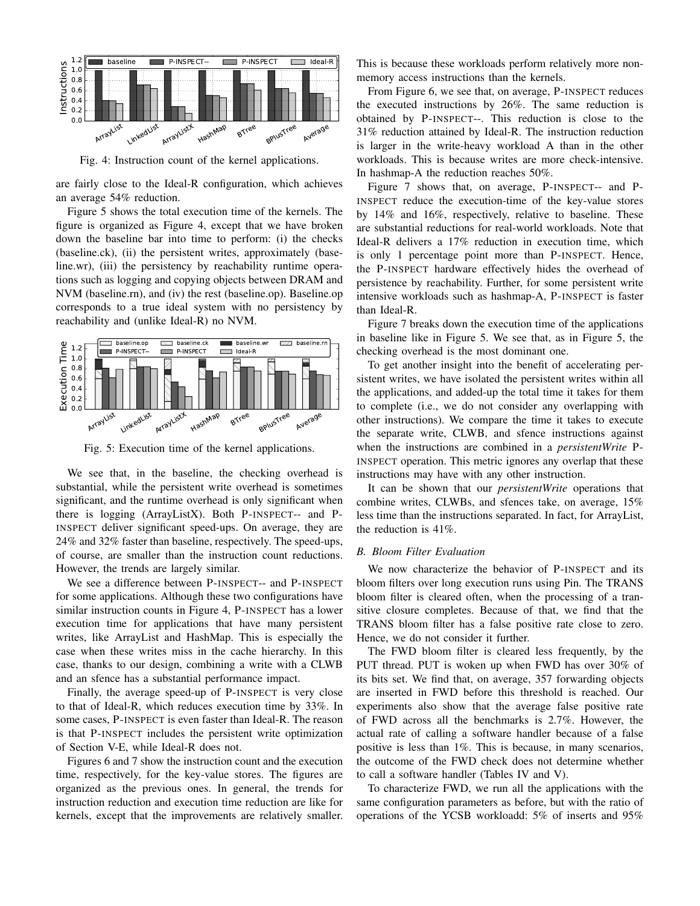Fig. 4: Instruction count of the kernel applications.

are fairly close to the Ideal-R configuration, which achieves an average 54% reduction.

Figure 5 shows the total execution time of the kernels. The figure is organized as Figure 4, except that we have broken down the baseline bar into time to perform: (i) the checks (baseline.ck), (ii) the persistent writes, approximately (baseline.wr), (iii) the persistency by reachability runtime operations such as logging and copying objects between DRAM and NVM (baseline.rn), and (iv) the rest (baseline.op). Baseline.op corresponds to a true ideal system with no persistency by reachability and (unlike Ideal-R) no NVM.

Fig. 5: Execution time of the kernel applications.

We see that, in the baseline, the checking overhead is substantial, while the persistent write overhead is sometimes significant, and the runtime overhead is only significant when there is logging (ArrayListX). Both P-INSPECT-- and P-INSPECT deliver significant speed-ups. On average, they are 24% and 32% faster than baseline, respectively. The speed-ups, of course, are smaller than the instruction count reductions. However, the trends are largely similar.

We see a difference between P-INSPECT-- and P-INSPECT for some applications. Although these two configurations have similar instruction counts in Figure 4, P-INSPECT has a lower execution time for applications that have many persistent writes, like ArrayList and HashMap. This is especially the case when these writes miss in the cache hierarchy. In this case, thanks to our design, combining a write with a CLWB and an sfence has a substantial performance impact.

Finally, the average speed-up of P-INSPECT is very close to that of Ideal-R, which reduces execution time by 33%. In some cases, P-INSPECT is even faster than Ideal-R. The reason is that P-INSPECT includes the persistent write optimization of Section V-E, while Ideal-R does not.

Figures 6 and 7 show the instruction count and the execution time, respectively, for the key-value stores. The figures are organized as the previous ones. In general, the trends for instruction reduction and execution time reduction are like for kernels, except that the improvements are relatively smaller. This is because these workloads perform relatively more non-memory access instructions than the kernels.

From Figure 6, we see that, on average, P-INSPECT reduces the executed instructions by 26%. The same reduction is obtained by P-INSPECT--. This reduction is close to the 31% reduction attained by Ideal-R. The instruction reduction is larger in the write-heavy workload A than in the other workloads. This is because writes are more check-intensive. In hashmap-A the reduction reaches 50%.

Figure 7 shows that, on average, P-INSPECT-- and P-INSPECT reduce the execution-time of the key-value stores by 14% and 16%, respectively, relative to baseline. These are substantial reductions for real-world workloads. Note that Ideal-R delivers a 17% reduction in execution time, which is only 1 percentage point more than P-INSPECT. Hence, the P-INSPECT hardware effectively hides the overhead of persistence by reachability. Further, for some persistent write intensive workloads such as hashmap-A, P-INSPECT is faster than Ideal-R.

Figure 7 breaks down the execution time of the applications in baseline like in Figure 5. We see that, as in Figure 5, the checking overhead is the most dominant one.

To get another insight into the benefit of accelerating persistent writes, we have isolated the persistent writes within all the applications, and added-up the total time it takes for them to complete (i.e., we do not consider any overlapping with other instructions). We compare the time it takes to execute the separate write, CLWB, and sfence instructions against when the instructions are combined in a *persistentWrite* P-INSPECT operation. This metric ignores any overlap that these instructions may have with any other instruction.

It can be shown that our *persistentWrite* operations that combine writes, CLWBs, and sfences take, on average, 15% less time than the instructions separated. In fact, for ArrayList, the reduction is 41%.

### B. Bloom Filter Evaluation

We now characterize the behavior of P-INSPECT and its bloom filters over long execution runs using Pin. The TRANS bloom filter is cleared often, when the processing of a transitive closure completes. Because of that, we find that the TRANS bloom filter has a false positive rate close to zero. Hence, we do not consider it further.

The FWD bloom filter is cleared less frequently, by the PUT thread. PUT is woken up when FWD has over 30% of its bits set. We find that, on average, 357 forwarding objects are inserted in FWD before this threshold is reached. Our experiments also show that the average false positive rate of FWD across all the benchmarks is 2.7%. However, the actual rate of calling a software handler because of a false positive is less than 1%. This is because, in many scenarios, the outcome of the FWD check does not determine whether to call a software handler (Tables IV and V).

To characterize FWD, we run all the applications with the same configuration parameters as before, but with the ratio of operations of the YCSB workloadd: 5% of inserts and 95%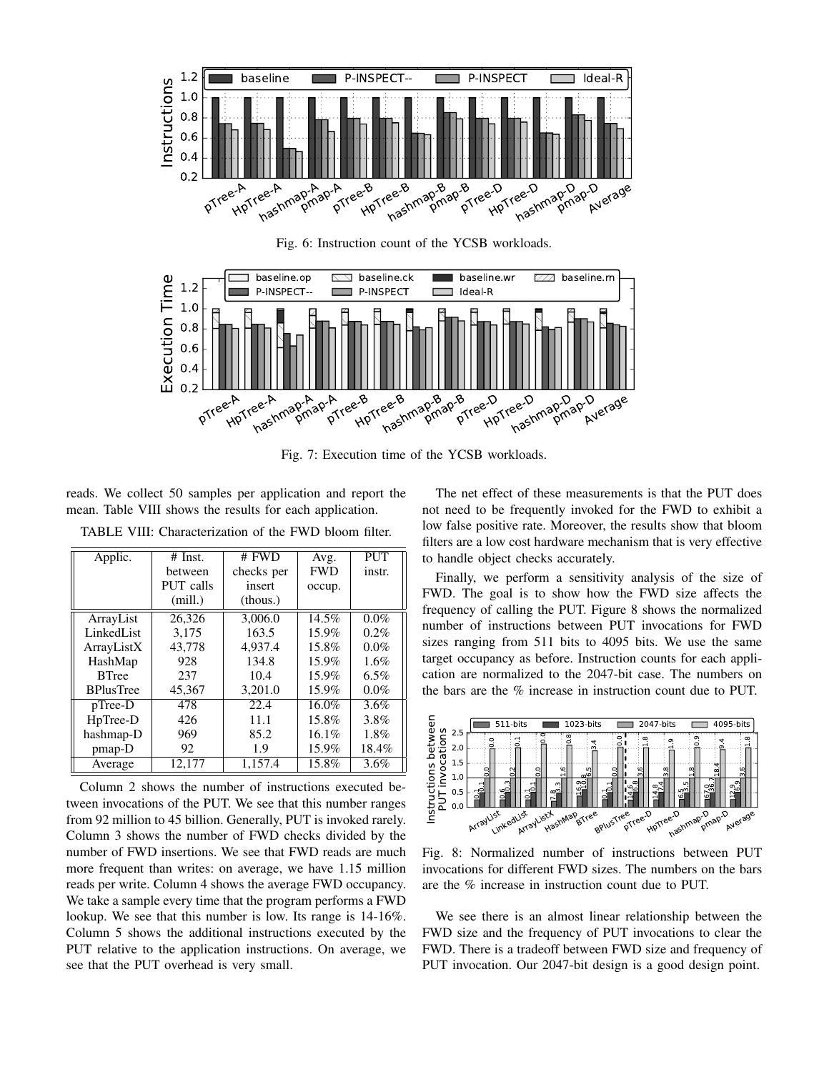Fig. 6: Instruction count of the YCSB workloads.

Fig. 7: Execution time of the YCSB workloads.

reads. We collect 50 samples per application and report the mean. Table VIII shows the results for each application.

TABLE VIII: Characterization of the FWD bloom filter.

| Applic. | # Inst. between PUT calls (mill.) | # FWD checks per insert (thous.) | Avg. FWD occup. | PUT instr. |
|---|---|---|---|---|
| ArrayList | 26,326 | 3,006.0 | 14.5% | 0.0% |
| LinkedList | 3,175 | 163.5 | 15.9% | 0.2% |
| ArrayListX | 43,778 | 4,937.4 | 15.8% | 0.0% |
| HashMap | 928 | 134.8 | 15.9% | 1.6% |
| BTree | 237 | 10.4 | 15.9% | 6.5% |
| BPlusTree | 45,367 | 3,201.0 | 15.9% | 0.0% |
| pTree-D | 478 | 22.4 | 16.0% | 3.6% |
| HpTree-D | 426 | 11.1 | 15.8% | 3.8% |
| hashmap-D | 969 | 85.2 | 16.1% | 1.8% |
| pmap-D | 92 | 1.9 | 15.9% | 18.4% |
| Average | 12,177 | 1,157.4 | 15.8% | 3.6% |

Column 2 shows the number of instructions executed between invocations of the PUT. We see that this number ranges from 92 million to 45 billion. Generally, PUT is invoked rarely. Column 3 shows the number of FWD checks divided by the number of FWD insertions. We see that FWD reads are much more frequent than writes: on average, we have 1.15 million reads per write. Column 4 shows the average FWD occupancy. We take a sample every time that the program performs a FWD lookup. We see that this number is low. Its range is 14-16%. Column 5 shows the additional instructions executed by the PUT relative to the application instructions. On average, we see that the PUT overhead is very small.

The net effect of these measurements is that the PUT does not need to be frequently invoked for the FWD to exhibit a low false positive rate. Moreover, the results show that bloom filters are a low cost hardware mechanism that is very effective to handle object checks accurately.

Finally, we perform a sensitivity analysis of the size of FWD. The goal is to show how the FWD size affects the frequency of calling the PUT. Figure 8 shows the normalized number of instructions between PUT invocations for FWD sizes ranging from 511 bits to 4095 bits. We use the same target occupancy as before. Instruction counts for each application are normalized to the 2047-bit case. The numbers on the bars are the % increase in instruction count due to PUT.

Fig. 8: Normalized number of instructions between PUT invocations for different FWD sizes. The numbers on the bars are the % increase in instruction count due to PUT.

We see there is an almost linear relationship between the FWD size and the frequency of PUT invocations to clear the FWD. There is a tradeoff between FWD size and frequency of PUT invocation. Our 2047-bit design is a good design point.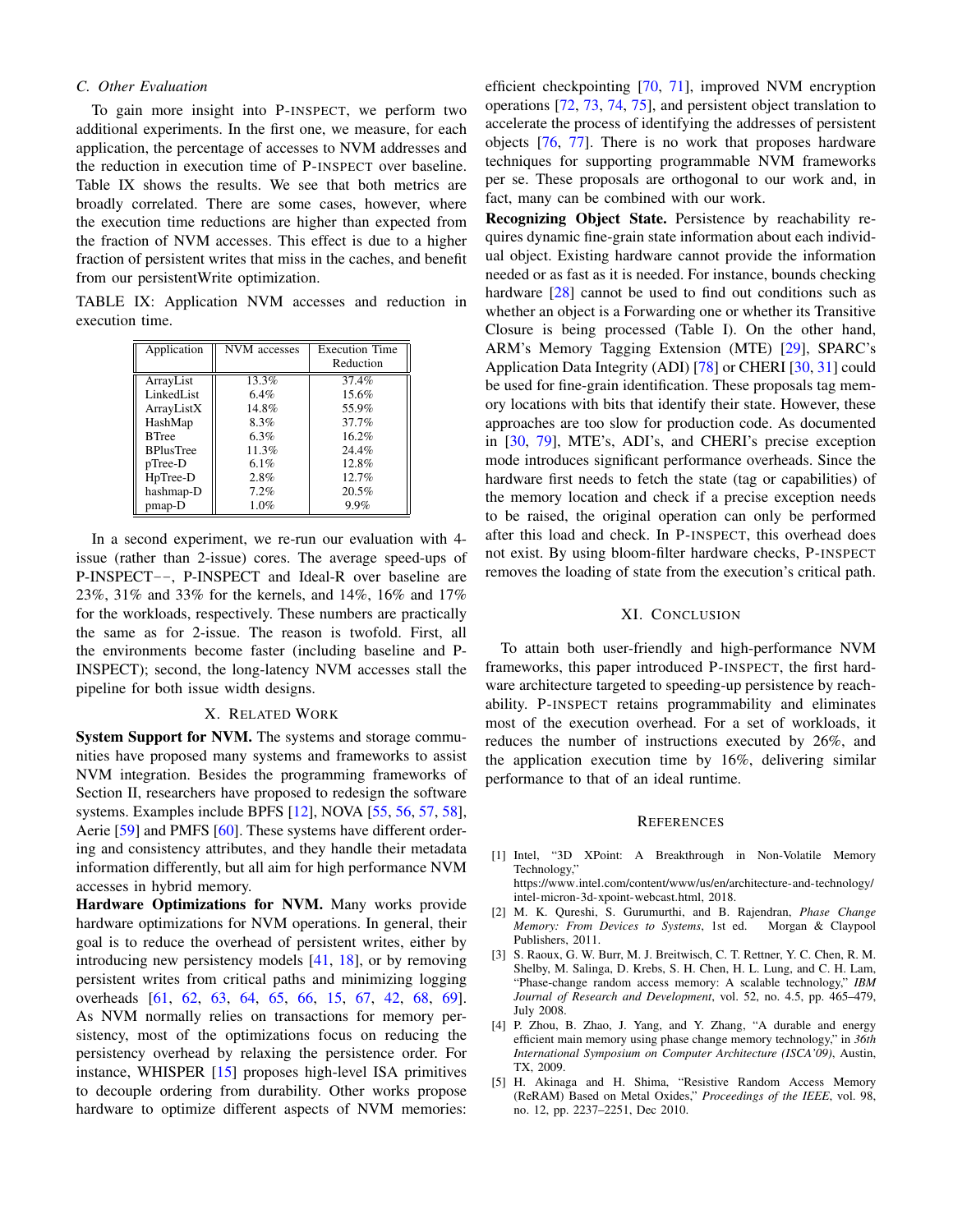### C. Other Evaluation

To gain more insight into P-INSPECT, we perform two additional experiments. In the first one, we measure, for each application, the percentage of accesses to NVM addresses and the reduction in execution time of P-INSPECT over baseline. Table IX shows the results. We see that both metrics are broadly correlated. There are some cases, however, where the execution time reductions are higher than expected from the fraction of NVM accesses. This effect is due to a higher fraction of persistent writes that miss in the caches, and benefit from our persistentWrite optimization.

TABLE IX: Application NVM accesses and reduction in execution time.

| Application | NVM accesses | Execution Time Reduction |
|---|---|---|
| ArrayList | 13.3% | 37.4% |
| LinkedList | 6.4% | 15.6% |
| ArrayListX | 14.8% | 55.9% |
| HashMap | 8.3% | 37.7% |
| BTree | 6.3% | 16.2% |
| BPlusTree | 11.3% | 24.4% |
| pTree-D | 6.1% | 12.8% |
| HpTree-D | 2.8% | 12.7% |
| hashmap-D | 7.2% | 20.5% |
| pmap-D | 1.0% | 9.9% |

In a second experiment, we re-run our evaluation with 4-issue (rather than 2-issue) cores. The average speed-ups of P-INSPECT−−, P-INSPECT and Ideal-R over baseline are 23%, 31% and 33% for the kernels, and 14%, 16% and 17% for the workloads, respectively. These numbers are practically the same as for 2-issue. The reason is twofold. First, all the environments become faster (including baseline and P-INSPECT); second, the long-latency NVM accesses stall the pipeline for both issue width designs.

## X. Related Work

**System Support for NVM.** The systems and storage communities have proposed many systems and frameworks to assist NVM integration. Besides the programming frameworks of Section II, researchers have proposed to redesign the software systems. Examples include BPFS [12], NOVA [55, 56, 57, 58], Aerie [59] and PMFS [60]. These systems have different ordering and consistency attributes, and they handle their metadata information differently, but all aim for high performance NVM accesses in hybrid memory.

**Hardware Optimizations for NVM.** Many works provide hardware optimizations for NVM operations. In general, their goal is to reduce the overhead of persistent writes, either by introducing new persistency models [41, 18], or by removing persistent writes from critical paths and minimizing logging overheads [61, 62, 63, 64, 65, 66, 15, 67, 42, 68, 69]. As NVM normally relies on transactions for memory persistency, most of the optimizations focus on reducing the persistency overhead by relaxing the persistence order. For instance, WHISPER [15] proposes high-level ISA primitives to decouple ordering from durability. Other works propose hardware to optimize different aspects of NVM memories: efficient checkpointing [70, 71], improved NVM encryption operations [72, 73, 74, 75], and persistent object translation to accelerate the process of identifying the addresses of persistent objects [76, 77]. There is no work that proposes hardware techniques for supporting programmable NVM frameworks per se. These proposals are orthogonal to our work and, in fact, many can be combined with our work.

**Recognizing Object State.** Persistence by reachability requires dynamic fine-grain state information about each individual object. Existing hardware cannot provide the information needed or as fast as it is needed. For instance, bounds checking hardware [28] cannot be used to find out conditions such as whether an object is a Forwarding one or whether its Transitive Closure is being processed (Table I). On the other hand, ARM's Memory Tagging Extension (MTE) [29], SPARC's Application Data Integrity (ADI) [78] or CHERI [30, 31] could be used for fine-grain identification. These proposals tag memory locations with bits that identify their state. However, these approaches are too slow for production code. As documented in [30, 79], MTE's, ADI's, and CHERI's precise exception mode introduces significant performance overheads. Since the hardware first needs to fetch the state (tag or capabilities) of the memory location and check if a precise exception needs to be raised, the original operation can only be performed after this load and check. In P-INSPECT, this overhead does not exist. By using bloom-filter hardware checks, P-INSPECT removes the loading of state from the execution's critical path.

## XI. Conclusion

To attain both user-friendly and high-performance NVM frameworks, this paper introduced P-INSPECT, the first hardware architecture targeted to speeding-up persistence by reachability. P-INSPECT retains programmability and eliminates most of the execution overhead. For a set of workloads, it reduces the number of instructions executed by 26%, and the application execution time by 16%, delivering similar performance to that of an ideal runtime.

## References

[1] Intel, "3D XPoint: A Breakthrough in Non-Volatile Memory Technology," https://www.intel.com/content/www/us/en/architecture-and-technology/intel-micron-3d-xpoint-webcast.html, 2018.

[2] M. K. Qureshi, S. Gurumurthi, and B. Rajendran, *Phase Change Memory: From Devices to Systems*, 1st ed. Morgan & Claypool Publishers, 2011.

[3] S. Raoux, G. W. Burr, M. J. Breitwisch, C. T. Rettner, Y. C. Chen, R. M. Shelby, M. Salinga, D. Krebs, S. H. Chen, H. L. Lung, and C. H. Lam, "Phase-change random access memory: A scalable technology," *IBM Journal of Research and Development*, vol. 52, no. 4.5, pp. 465–479, July 2008.

[4] P. Zhou, B. Zhao, J. Yang, and Y. Zhang, "A durable and energy efficient main memory using phase change memory technology," in *36th International Symposium on Computer Architecture (ISCA'09)*, Austin, TX, 2009.

[5] H. Akinaga and H. Shima, "Resistive Random Access Memory (ReRAM) Based on Metal Oxides," *Proceedings of the IEEE*, vol. 98, no. 12, pp. 2237–2251, Dec 2010.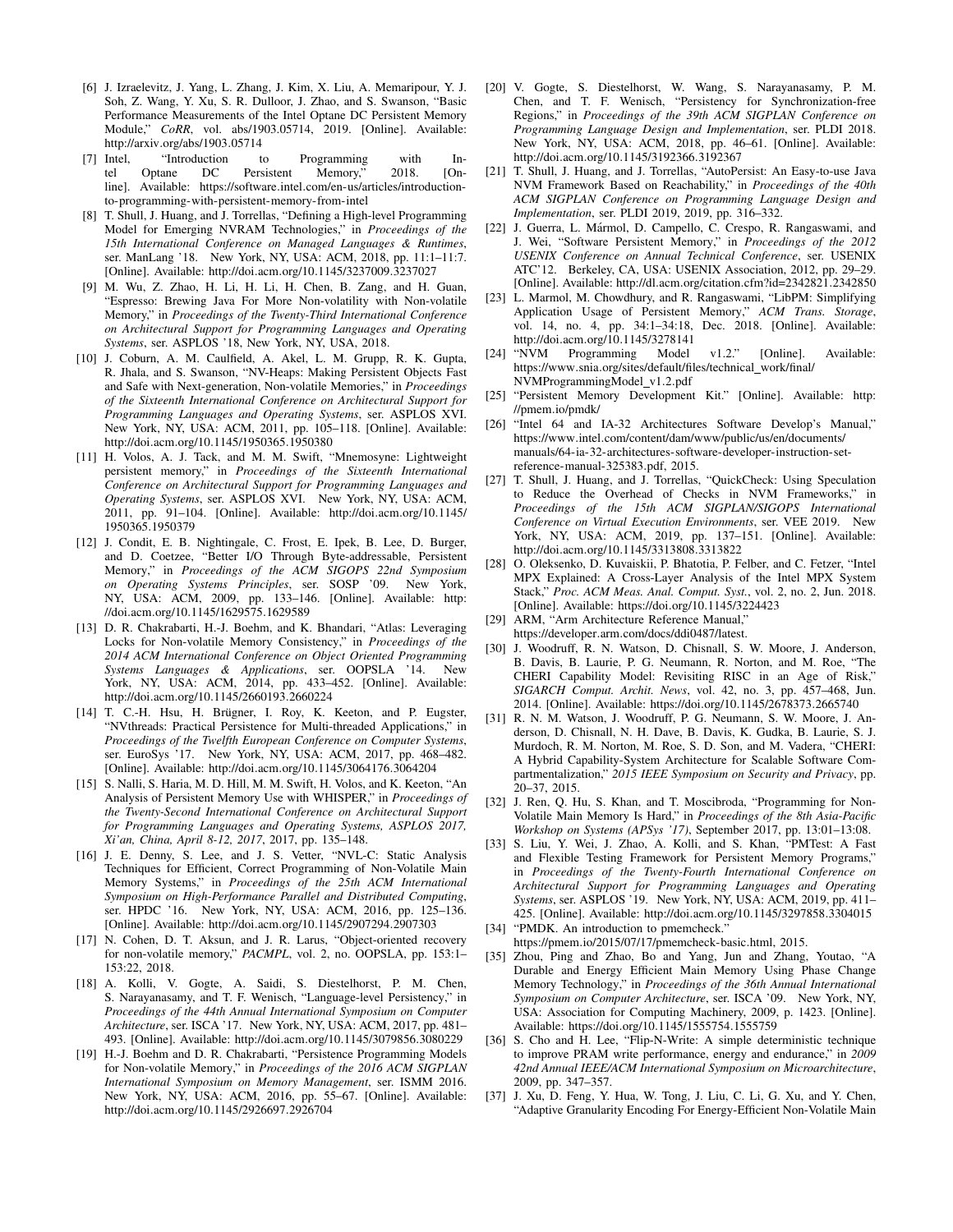[6] J. Izraelevitz, J. Yang, L. Zhang, J. Kim, X. Liu, A. Memaripour, Y. J. Soh, Z. Wang, Y. Xu, S. R. Dulloor, J. Zhao, and S. Swanson, "Basic Performance Measurements of the Intel Optane DC Persistent Memory Module," *CoRR*, vol. abs/1903.05714, 2019. [Online]. Available: http://arxiv.org/abs/1903.05714

[7] Intel, "Introduction to Programming with Intel Optane DC Persistent Memory," 2018. [Online]. Available: https://software.intel.com/en-us/articles/introduction-to-programming-with-persistent-memory-from-intel

[8] T. Shull, J. Huang, and J. Torrellas, "Defining a High-level Programming Model for Emerging NVRAM Technologies," in *Proceedings of the 15th International Conference on Managed Languages & Runtimes*, ser. ManLang '18. New York, NY, USA: ACM, 2018, pp. 11:1–11:7. [Online]. Available: http://doi.acm.org/10.1145/3237009.3237027

[9] M. Wu, Z. Zhao, H. Li, H. Li, H. Chen, B. Zang, and H. Guan, "Espresso: Brewing Java For More Non-volatility with Non-volatile Memory," in *Proceedings of the Twenty-Third International Conference on Architectural Support for Programming Languages and Operating Systems*, ser. ASPLOS '18, New York, NY, USA, 2018.

[10] J. Coburn, A. M. Caulfield, A. Akel, L. M. Grupp, R. K. Gupta, R. Jhala, and S. Swanson, "NV-Heaps: Making Persistent Objects Fast and Safe with Next-generation, Non-volatile Memories," in *Proceedings of the Sixteenth International Conference on Architectural Support for Programming Languages and Operating Systems*, ser. ASPLOS XVI. New York, NY, USA: ACM, 2011, pp. 105–118. [Online]. Available: http://doi.acm.org/10.1145/1950365.1950380

[11] H. Volos, A. J. Tack, and M. M. Swift, "Mnemosyne: Lightweight persistent memory," in *Proceedings of the Sixteenth International Conference on Architectural Support for Programming Languages and Operating Systems*, ser. ASPLOS XVI. New York, NY, USA: ACM, 2011, pp. 91–104. [Online]. Available: http://doi.acm.org/10.1145/1950365.1950379

[12] J. Condit, E. B. Nightingale, C. Frost, E. Ipek, B. Lee, D. Burger, and D. Coetzee, "Better I/O Through Byte-addressable, Persistent Memory," in *Proceedings of the ACM SIGOPS 22nd Symposium on Operating Systems Principles*, ser. SOSP '09. New York, NY, USA: ACM, 2009, pp. 133–146. [Online]. Available: http://doi.acm.org/10.1145/1629575.1629589

[13] D. R. Chakrabarti, H.-J. Boehm, and K. Bhandari, "Atlas: Leveraging Locks for Non-volatile Memory Consistency," in *Proceedings of the 2014 ACM International Conference on Object Oriented Programming Systems Languages & Applications*, ser. OOPSLA '14. New York, NY, USA: ACM, 2014, pp. 433–452. [Online]. Available: http://doi.acm.org/10.1145/2660193.2660224

[14] T. C.-H. Hsu, H. Brügner, I. Roy, K. Keeton, and P. Eugster, "NVthreads: Practical Persistence for Multi-threaded Applications," in *Proceedings of the Twelfth European Conference on Computer Systems*, ser. EuroSys '17. New York, NY, USA: ACM, 2017, pp. 468–482. [Online]. Available: http://doi.acm.org/10.1145/3064176.3064204

[15] S. Nalli, S. Haria, M. D. Hill, M. M. Swift, H. Volos, and K. Keeton, "An Analysis of Persistent Memory Use with WHISPER," in *Proceedings of the Twenty-Second International Conference on Architectural Support for Programming Languages and Operating Systems, ASPLOS 2017, Xi'an, China, April 8-12, 2017*, 2017, pp. 135–148.

[16] J. E. Denny, S. Lee, and J. S. Vetter, "NVL-C: Static Analysis Techniques for Efficient, Correct Programming of Non-Volatile Main Memory Systems," in *Proceedings of the 25th ACM International Symposium on High-Performance Parallel and Distributed Computing*, ser. HPDC '16. New York, NY, USA: ACM, 2016, pp. 125–136. [Online]. Available: http://doi.acm.org/10.1145/2907294.2907303

[17] N. Cohen, D. T. Aksun, and J. R. Larus, "Object-oriented recovery for non-volatile memory," *PACMPL*, vol. 2, no. OOPSLA, pp. 153:1–153:22, 2018.

[18] A. Kolli, V. Gogte, A. Saidi, S. Diestelhorst, P. M. Chen, S. Narayanasamy, and T. F. Wenisch, "Language-level Persistency," in *Proceedings of the 44th Annual International Symposium on Computer Architecture*, ser. ISCA '17. New York, NY, USA: ACM, 2017, pp. 481–493. [Online]. Available: http://doi.acm.org/10.1145/3079856.3080229

[19] H.-J. Boehm and D. R. Chakrabarti, "Persistence Programming Models for Non-volatile Memory," in *Proceedings of the 2016 ACM SIGPLAN International Symposium on Memory Management*, ser. ISMM 2016. New York, NY, USA: ACM, 2016, pp. 55–67. [Online]. Available: http://doi.acm.org/10.1145/2926697.2926704

[20] V. Gogte, S. Diestelhorst, W. Wang, S. Narayanasamy, P. M. Chen, and T. F. Wenisch, "Persistency for Synchronization-free Regions," in *Proceedings of the 39th ACM SIGPLAN Conference on Programming Language Design and Implementation*, ser. PLDI 2018. New York, NY, USA: ACM, 2018, pp. 46–61. [Online]. Available: http://doi.acm.org/10.1145/3192366.3192367

[21] T. Shull, J. Huang, and J. Torrellas, "AutoPersist: An Easy-to-use Java NVM Framework Based on Reachability," in *Proceedings of the 40th ACM SIGPLAN Conference on Programming Language Design and Implementation*, ser. PLDI 2019, 2019, pp. 316–332.

[22] J. Guerra, L. Mármol, D. Campello, C. Crespo, R. Rangaswami, and J. Wei, "Software Persistent Memory," in *Proceedings of the 2012 USENIX Conference on Annual Technical Conference*, ser. USENIX ATC'12. Berkeley, CA, USA: USENIX Association, 2012, pp. 29–29. [Online]. Available: http://dl.acm.org/citation.cfm?id=2342821.2342850

[23] L. Marmol, M. Chowdhury, and R. Rangaswami, "LibPM: Simplifying Application Usage of Persistent Memory," *ACM Trans. Storage*, vol. 14, no. 4, pp. 34:1–34:18, Dec. 2018. [Online]. Available: http://doi.acm.org/10.1145/3278141

[24] "NVM Programming Model v1.2." [Online]. Available: https://www.snia.org/sites/default/files/technical_work/final/NVMProgrammingModel_v1.2.pdf

[25] "Persistent Memory Development Kit." [Online]. Available: http://pmem.io/pmdk/

[26] "Intel 64 and IA-32 Architectures Software Develop's Manual," https://www.intel.com/content/dam/www/public/us/en/documents/manuals/64-ia-32-architectures-software-developer-instruction-set-reference-manual-325383.pdf, 2015.

[27] T. Shull, J. Huang, and J. Torrellas, "QuickCheck: Using Speculation to Reduce the Overhead of Checks in NVM Frameworks," in *Proceedings of the 15th ACM SIGPLAN/SIGOPS International Conference on Virtual Execution Environments*, ser. VEE 2019. New York, NY, USA: ACM, 2019, pp. 137–151. [Online]. Available: http://doi.acm.org/10.1145/3313808.3313822

[28] O. Oleksenko, D. Kuvaiskii, P. Bhatotia, P. Felber, and C. Fetzer, "Intel MPX Explained: A Cross-Layer Analysis of the Intel MPX System Stack," *Proc. ACM Meas. Anal. Comput. Syst.*, vol. 2, no. 2, Jun. 2018. [Online]. Available: https://doi.org/10.1145/3224423

[29] ARM, "Arm Architecture Reference Manual," https://developer.arm.com/docs/ddi0487/latest.

[30] J. Woodruff, R. N. Watson, D. Chisnall, S. W. Moore, J. Anderson, B. Davis, B. Laurie, P. G. Neumann, R. Norton, and M. Roe, "The CHERI Capability Model: Revisiting RISC in an Age of Risk," *SIGARCH Comput. Archit. News*, vol. 42, no. 3, pp. 457–468, Jun. 2014. [Online]. Available: https://doi.org/10.1145/2678373.2665740

[31] R. N. M. Watson, J. Woodruff, P. G. Neumann, S. W. Moore, J. Anderson, D. Chisnall, N. H. Dave, B. Davis, K. Gudka, B. Laurie, S. J. Murdoch, R. M. Norton, M. Roe, S. D. Son, and M. Vadera, "CHERI: A Hybrid Capability-System Architecture for Scalable Software Compartmentalization," *2015 IEEE Symposium on Security and Privacy*, pp. 20–37, 2015.

[32] J. Ren, Q. Hu, S. Khan, and T. Moscibroda, "Programming for Non-Volatile Main Memory Is Hard," in *Proceedings of the 8th Asia-Pacific Workshop on Systems (APSys '17)*, September 2017, pp. 13:01–13:08.

[33] S. Liu, Y. Wei, J. Zhao, A. Kolli, and S. Khan, "PMTest: A Fast and Flexible Testing Framework for Persistent Memory Programs," in *Proceedings of the Twenty-Fourth International Conference on Architectural Support for Programming Languages and Operating Systems*, ser. ASPLOS '19. New York, NY, USA: ACM, 2019, pp. 411–425. [Online]. Available: http://doi.acm.org/10.1145/3297858.3304015

[34] "PMDK. An introduction to pmemcheck." https://pmem.io/2015/07/17/pmemcheck-basic.html, 2015.

[35] Zhou, Ping and Zhao, Bo and Yang, Jun and Zhang, Youtao, "A Durable and Energy Efficient Main Memory Using Phase Change Memory Technology," in *Proceedings of the 36th Annual International Symposium on Computer Architecture*, ser. ISCA '09. New York, NY, USA: Association for Computing Machinery, 2009, p. 1423. [Online]. Available: https://doi.org/10.1145/1555754.1555759

[36] S. Cho and H. Lee, "Flip-N-Write: A simple deterministic technique to improve PRAM write performance, energy and endurance," in *2009 42nd Annual IEEE/ACM International Symposium on Microarchitecture*, 2009, pp. 347–357.

[37] J. Xu, D. Feng, Y. Hua, W. Tong, J. Liu, C. Li, G. Xu, and Y. Chen, "Adaptive Granularity Encoding For Energy-Efficient Non-Volatile Main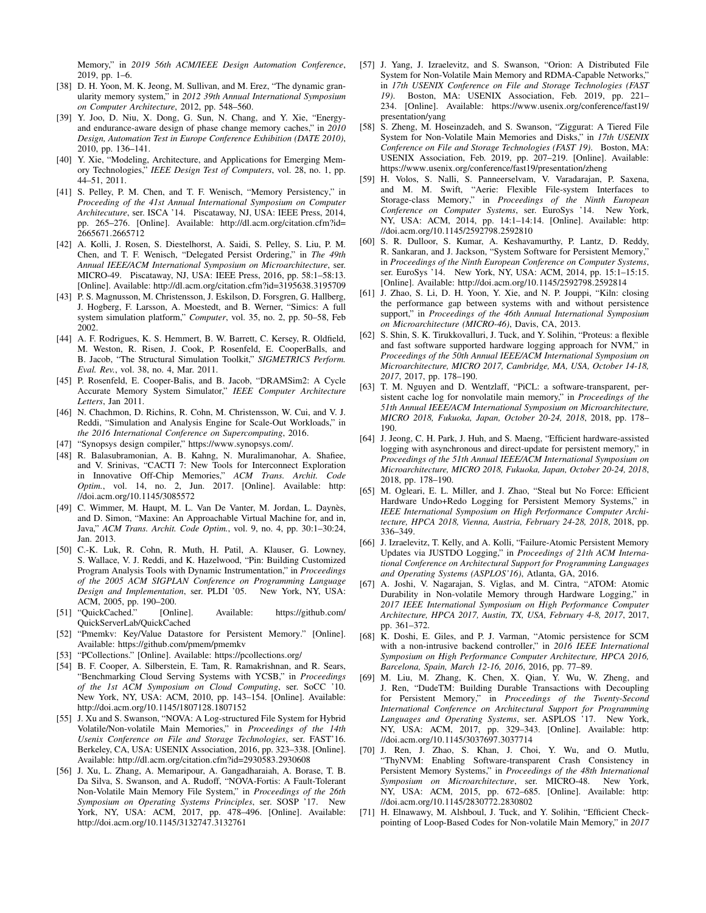Memory," in *2019 56th ACM/IEEE Design Automation Conference*, 2019, pp. 1–6.

[38] D. H. Yoon, M. K. Jeong, M. Sullivan, and M. Erez, "The dynamic granularity memory system," in *2012 39th Annual International Symposium on Computer Architecture*, 2012, pp. 548–560.

[39] Y. Joo, D. Niu, X. Dong, G. Sun, N. Chang, and Y. Xie, "Energy- and endurance-aware design of phase change memory caches," in *2010 Design, Automation Test in Europe Conference Exhibition (DATE 2010)*, 2010, pp. 136–141.

[40] Y. Xie, "Modeling, Architecture, and Applications for Emerging Memory Technologies," *IEEE Design Test of Computers*, vol. 28, no. 1, pp. 44–51, 2011.

[41] S. Pelley, P. M. Chen, and T. F. Wenisch, "Memory Persistency," in *Proceeding of the 41st Annual International Symposium on Computer Architecuture*, ser. ISCA '14. Piscataway, NJ, USA: IEEE Press, 2014, pp. 265–276. [Online]. Available: http://dl.acm.org/citation.cfm?id=2665671.2665712

[42] A. Kolli, J. Rosen, S. Diestelhorst, A. Saidi, S. Pelley, S. Liu, P. M. Chen, and T. F. Wenisch, "Delegated Persist Ordering," in *The 49th Annual IEEE/ACM International Symposium on Microarchitecture*, ser. MICRO-49. Piscataway, NJ, USA: IEEE Press, 2016, pp. 58:1–58:13. [Online]. Available: http://dl.acm.org/citation.cfm?id=3195638.3195709

[43] P. S. Magnusson, M. Christensson, J. Eskilson, D. Forsgren, G. Hallberg, J. Hogberg, F. Larsson, A. Moestedt, and B. Werner, "Simics: A full system simulation platform," *Computer*, vol. 35, no. 2, pp. 50–58, Feb 2002.

[44] A. F. Rodrigues, K. S. Hemmert, B. W. Barrett, C. Kersey, R. Oldfield, M. Weston, R. Risen, J. Cook, P. Rosenfeld, E. CooperBalls, and B. Jacob, "The Structural Simulation Toolkit," *SIGMETRICS Perform. Eval. Rev.*, vol. 38, no. 4, Mar. 2011.

[45] P. Rosenfeld, E. Cooper-Balis, and B. Jacob, "DRAMSim2: A Cycle Accurate Memory System Simulator," *IEEE Computer Architecture Letters*, Jan 2011.

[46] N. Chachmon, D. Richins, R. Cohn, M. Christensson, W. Cui, and V. J. Reddi, "Simulation and Analysis Engine for Scale-Out Workloads," in *the 2016 International Conference on Supercomputing*, 2016.

[47] "Synopsys design compiler," https://www.synopsys.com/.

[48] R. Balasubramonian, A. B. Kahng, N. Muralimanohar, A. Shafiee, and V. Srinivas, "CACTI 7: New Tools for Interconnect Exploration in Innovative Off-Chip Memories," *ACM Trans. Archit. Code Optim.*, vol. 14, no. 2, Jun. 2017. [Online]. Available: http://doi.acm.org/10.1145/3085572

[49] C. Wimmer, M. Haupt, M. L. Van De Vanter, M. Jordan, L. Daynès, and D. Simon, "Maxine: An Approachable Virtual Machine for, and in, Java," *ACM Trans. Archit. Code Optim.*, vol. 9, no. 4, pp. 30:1–30:24, Jan. 2013.

[50] C.-K. Luk, R. Cohn, R. Muth, H. Patil, A. Klauser, G. Lowney, S. Wallace, V. J. Reddi, and K. Hazelwood, "Pin: Building Customized Program Analysis Tools with Dynamic Instrumentation," in *Proceedings of the 2005 ACM SIGPLAN Conference on Programming Language Design and Implementation*, ser. PLDI '05. New York, NY, USA: ACM, 2005, pp. 190–200.

[51] "QuickCached." [Online]. Available: https://github.com/QuickServerLab/QuickCached

[52] "Pmemkv: Key/Value Datastore for Persistent Memory." [Online]. Available: https://github.com/pmem/pmemkv

[53] "PCollections." [Online]. Available: https://pcollections.org/

[54] B. F. Cooper, A. Silberstein, E. Tam, R. Ramakrishnan, and R. Sears, "Benchmarking Cloud Serving Systems with YCSB," in *Proceedings of the 1st ACM Symposium on Cloud Computing*, ser. SoCC '10. New York, NY, USA: ACM, 2010, pp. 143–154. [Online]. Available: http://doi.acm.org/10.1145/1807128.1807152

[55] J. Xu and S. Swanson, "NOVA: A Log-structured File System for Hybrid Volatile/Non-volatile Main Memories," in *Proceedings of the 14th Usenix Conference on File and Storage Technologies*, ser. FAST'16. Berkeley, CA, USA: USENIX Association, 2016, pp. 323–338. [Online]. Available: http://dl.acm.org/citation.cfm?id=2930583.2930608

[56] J. Xu, L. Zhang, A. Memaripour, A. Gangadharaiah, A. Borase, T. B. Da Silva, S. Swanson, and A. Rudoff, "NOVA-Fortis: A Fault-Tolerant Non-Volatile Main Memory File System," in *Proceedings of the 26th Symposium on Operating Systems Principles*, ser. SOSP '17. New York, NY, USA: ACM, 2017, pp. 478–496. [Online]. Available: http://doi.acm.org/10.1145/3132747.3132761

[57] J. Yang, J. Izraelevitz, and S. Swanson, "Orion: A Distributed File System for Non-Volatile Main Memory and RDMA-Capable Networks," in *17th USENIX Conference on File and Storage Technologies (FAST 19)*. Boston, MA: USENIX Association, Feb. 2019, pp. 221–234. [Online]. Available: https://www.usenix.org/conference/fast19/presentation/yang

[58] S. Zheng, M. Hoseinzadeh, and S. Swanson, "Ziggurat: A Tiered File System for Non-Volatile Main Memories and Disks," in *17th USENIX Conference on File and Storage Technologies (FAST 19)*. Boston, MA: USENIX Association, Feb. 2019, pp. 207–219. [Online]. Available: https://www.usenix.org/conference/fast19/presentation/zheng

[59] H. Volos, S. Nalli, S. Panneerselvam, V. Varadarajan, P. Saxena, and M. M. Swift, "Aerie: Flexible File-system Interfaces to Storage-class Memory," in *Proceedings of the Ninth European Conference on Computer Systems*, ser. EuroSys '14. New York, NY, USA: ACM, 2014, pp. 14:1–14:14. [Online]. Available: http://doi.acm.org/10.1145/2592798.2592810

[60] S. R. Dulloor, S. Kumar, A. Keshavamurthy, P. Lantz, D. Reddy, R. Sankaran, and J. Jackson, "System Software for Persistent Memory," in *Proceedings of the Ninth European Conference on Computer Systems*, ser. EuroSys '14. New York, NY, USA: ACM, 2014, pp. 15:1–15:15. [Online]. Available: http://doi.acm.org/10.1145/2592798.2592814

[61] J. Zhao, S. Li, D. H. Yoon, Y. Xie, and N. P. Jouppi, "Kiln: closing the performance gap between systems with and without persistence support," in *Proceedings of the 46th Annual International Symposium on Microarchitecture (MICRO-46)*, Davis, CA, 2013.

[62] S. Shin, S. K. Tirukkovalluri, J. Tuck, and Y. Solihin, "Proteus: a flexible and fast software supported hardware logging approach for NVM," in *Proceedings of the 50th Annual IEEE/ACM International Symposium on Microarchitecture, MICRO 2017, Cambridge, MA, USA, October 14-18, 2017*, 2017, pp. 178–190.

[63] T. M. Nguyen and D. Wentzlaff, "PiCL: a software-transparent, persistent cache log for nonvolatile main memory," in *Proceedings of the 51th Annual IEEE/ACM International Symposium on Microarchitecture, MICRO 2018, Fukuoka, Japan, October 20-24, 2018*, 2018, pp. 178–190.

[64] J. Jeong, C. H. Park, J. Huh, and S. Maeng, "Efficient hardware-assisted logging with asynchronous and direct-update for persistent memory," in *Proceedings of the 51th Annual IEEE/ACM International Symposium on Microarchitecture, MICRO 2018, Fukuoka, Japan, October 20-24, 2018*, 2018, pp. 178–190.

[65] M. Ogleari, E. L. Miller, and J. Zhao, "Steal but No Force: Efficient Hardware Undo+Redo Logging for Persistent Memory Systems," in *IEEE International Symposium on High Performance Computer Architecture, HPCA 2018, Vienna, Austria, February 24-28, 2018*, 2018, pp. 336–349.

[66] J. Izraelevitz, T. Kelly, and A. Kolli, "Failure-Atomic Persistent Memory Updates via JUSTDO Logging," in *Proceedings of 21th ACM International Conference on Architectural Support for Programming Languages and Operating Systems (ASPLOS'16)*, Atlanta, GA, 2016.

[67] A. Joshi, V. Nagarajan, S. Viglas, and M. Cintra, "ATOM: Atomic Durability in Non-volatile Memory through Hardware Logging," in *2017 IEEE International Symposium on High Performance Computer Architecture, HPCA 2017, Austin, TX, USA, February 4-8, 2017*, 2017, pp. 361–372.

[68] K. Doshi, E. Giles, and P. J. Varman, "Atomic persistence for SCM with a non-intrusive backend controller," in *2016 IEEE International Symposium on High Performance Computer Architecture, HPCA 2016, Barcelona, Spain, March 12-16, 2016*, 2016, pp. 77–89.

[69] M. Liu, M. Zhang, K. Chen, X. Qian, Y. Wu, W. Zheng, and J. Ren, "DudeTM: Building Durable Transactions with Decoupling for Persistent Memory," in *Proceedings of the Twenty-Second International Conference on Architectural Support for Programming Languages and Operating Systems*, ser. ASPLOS '17. New York, NY, USA: ACM, 2017, pp. 329–343. [Online]. Available: http://doi.acm.org/10.1145/3037697.3037714

[70] J. Ren, J. Zhao, S. Khan, J. Choi, Y. Wu, and O. Mutlu, "ThyNVM: Enabling Software-transparent Crash Consistency in Persistent Memory Systems," in *Proceedings of the 48th International Symposium on Microarchitecture*, ser. MICRO-48. New York, NY, USA: ACM, 2015, pp. 672–685. [Online]. Available: http://doi.acm.org/10.1145/2830772.2830802

[71] H. Elnawawy, M. Alshboul, J. Tuck, and Y. Solihin, "Efficient Checkpointing of Loop-Based Codes for Non-volatile Main Memory," in *2017*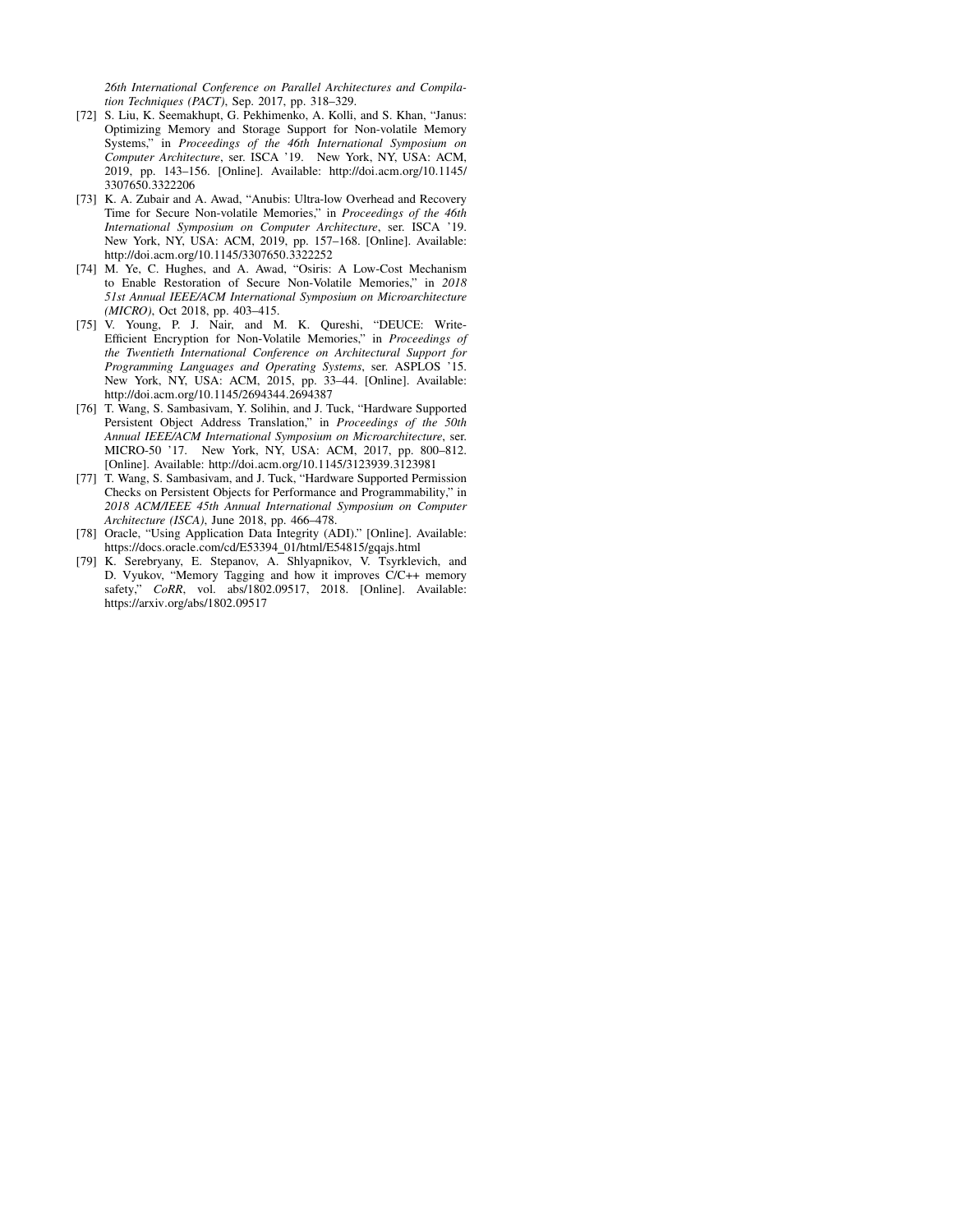*26th International Conference on Parallel Architectures and Compilation Techniques (PACT)*, Sep. 2017, pp. 318–329.

[72] S. Liu, K. Seemakhupt, G. Pekhimenko, A. Kolli, and S. Khan, "Janus: Optimizing Memory and Storage Support for Non-volatile Memory Systems," in *Proceedings of the 46th International Symposium on Computer Architecture*, ser. ISCA '19. New York, NY, USA: ACM, 2019, pp. 143–156. [Online]. Available: http://doi.acm.org/10.1145/3307650.3322206

[73] K. A. Zubair and A. Awad, "Anubis: Ultra-low Overhead and Recovery Time for Secure Non-volatile Memories," in *Proceedings of the 46th International Symposium on Computer Architecture*, ser. ISCA '19. New York, NY, USA: ACM, 2019, pp. 157–168. [Online]. Available: http://doi.acm.org/10.1145/3307650.3322252

[74] M. Ye, C. Hughes, and A. Awad, "Osiris: A Low-Cost Mechanism to Enable Restoration of Secure Non-Volatile Memories," in *2018 51st Annual IEEE/ACM International Symposium on Microarchitecture (MICRO)*, Oct 2018, pp. 403–415.

[75] V. Young, P. J. Nair, and M. K. Qureshi, "DEUCE: Write-Efficient Encryption for Non-Volatile Memories," in *Proceedings of the Twentieth International Conference on Architectural Support for Programming Languages and Operating Systems*, ser. ASPLOS '15. New York, NY, USA: ACM, 2015, pp. 33–44. [Online]. Available: http://doi.acm.org/10.1145/2694344.2694387

[76] T. Wang, S. Sambasivam, Y. Solihin, and J. Tuck, "Hardware Supported Persistent Object Address Translation," in *Proceedings of the 50th Annual IEEE/ACM International Symposium on Microarchitecture*, ser. MICRO-50 '17. New York, NY, USA: ACM, 2017, pp. 800–812. [Online]. Available: http://doi.acm.org/10.1145/3123939.3123981

[77] T. Wang, S. Sambasivam, and J. Tuck, "Hardware Supported Permission Checks on Persistent Objects for Performance and Programmability," in *2018 ACM/IEEE 45th Annual International Symposium on Computer Architecture (ISCA)*, June 2018, pp. 466–478.

[78] Oracle, "Using Application Data Integrity (ADI)." [Online]. Available: https://docs.oracle.com/cd/E53394_01/html/E54815/gqajs.html

[79] K. Serebryany, E. Stepanov, A. Shlyapnikov, V. Tsyrklevich, and D. Vyukov, "Memory Tagging and how it improves C/C++ memory safety," *CoRR*, vol. abs/1802.09517, 2018. [Online]. Available: https://arxiv.org/abs/1802.09517